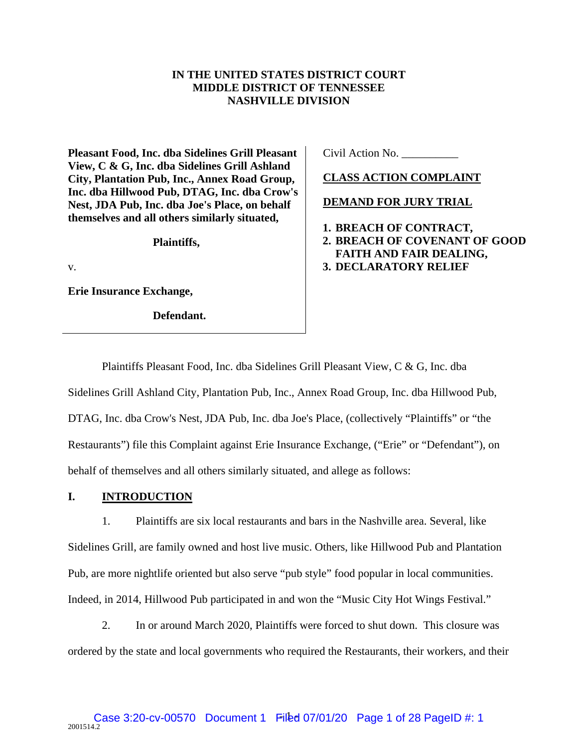**IN THE UNITED STATES DISTRICT COURT**
**MIDDLE DISTRICT OF TENNESSEE**
**NASHVILLE DIVISION**

**Pleasant Food, Inc. dba Sidelines Grill Pleasant View, C & G, Inc. dba Sidelines Grill Ashland City, Plantation Pub, Inc., Annex Road Group, Inc. dba Hillwood Pub, DTAG, Inc. dba Crow's Nest, JDA Pub, Inc. dba Joe's Place, on behalf themselves and all others similarly situated,**

**Plaintiffs,**

v.

**Erie Insurance Exchange,**

**Defendant.**

Civil Action No. __________

**CLASS ACTION COMPLAINT**

**DEMAND FOR JURY TRIAL**

1. **BREACH OF CONTRACT,**
2. **BREACH OF COVENANT OF GOOD FAITH AND FAIR DEALING,**
3. **DECLARATORY RELIEF**

Plaintiffs Pleasant Food, Inc. dba Sidelines Grill Pleasant View, C & G, Inc. dba Sidelines Grill Ashland City, Plantation Pub, Inc., Annex Road Group, Inc. dba Hillwood Pub, DTAG, Inc. dba Crow's Nest, JDA Pub, Inc. dba Joe's Place, (collectively "Plaintiffs" or "the Restaurants") file this Complaint against Erie Insurance Exchange, ("Erie" or "Defendant"), on behalf of themselves and all others similarly situated, and allege as follows:

## I. INTRODUCTION

1. Plaintiffs are six local restaurants and bars in the Nashville area. Several, like Sidelines Grill, are family owned and host live music. Others, like Hillwood Pub and Plantation Pub, are more nightlife oriented but also serve "pub style" food popular in local communities. Indeed, in 2014, Hillwood Pub participated in and won the "Music City Hot Wings Festival."

2. In or around March 2020, Plaintiffs were forced to shut down. This closure was ordered by the state and local governments who required the Restaurants, their workers, and their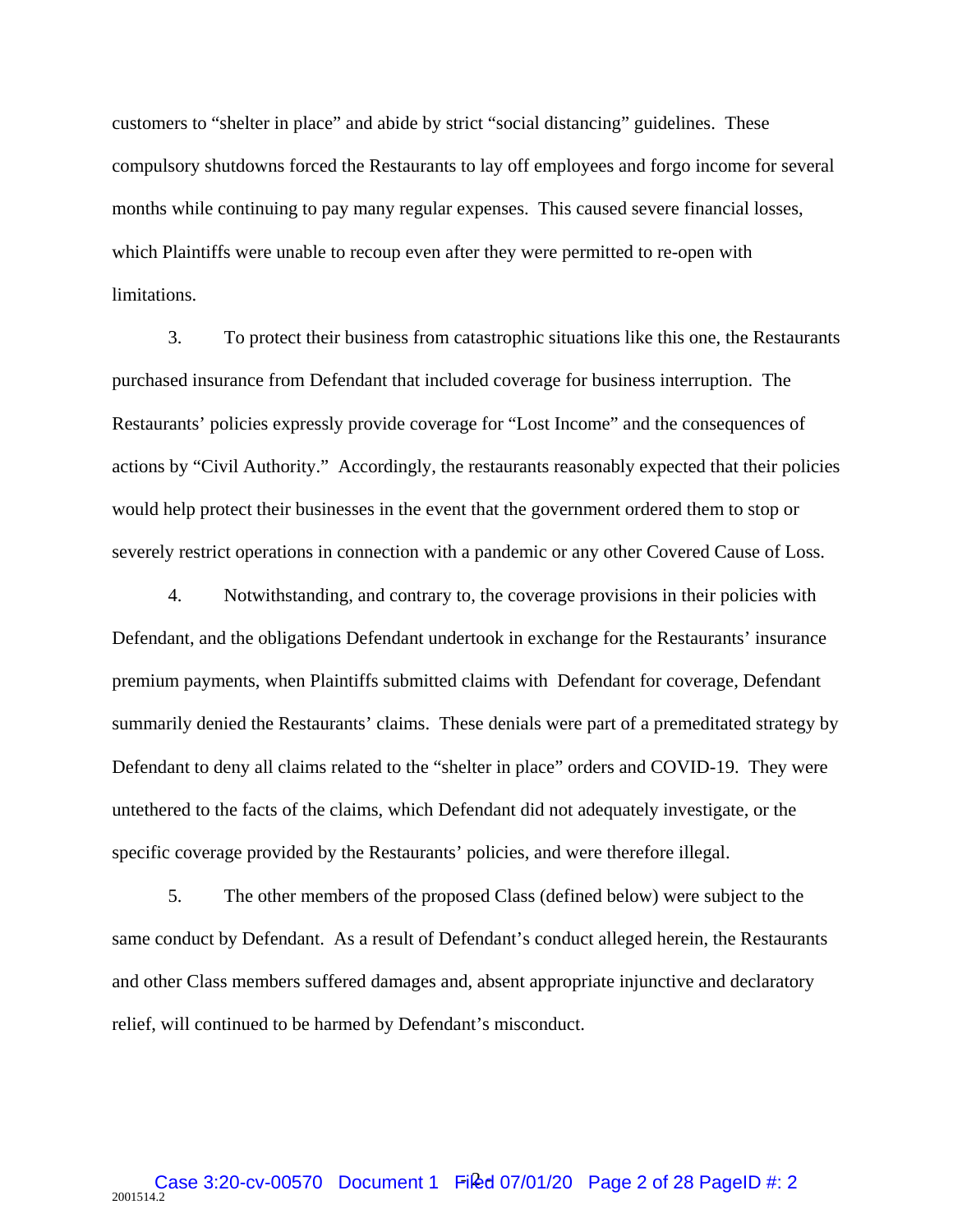customers to "shelter in place" and abide by strict "social distancing" guidelines. These compulsory shutdowns forced the Restaurants to lay off employees and forgo income for several months while continuing to pay many regular expenses. This caused severe financial losses, which Plaintiffs were unable to recoup even after they were permitted to re-open with limitations.

3. To protect their business from catastrophic situations like this one, the Restaurants purchased insurance from Defendant that included coverage for business interruption. The Restaurants' policies expressly provide coverage for "Lost Income" and the consequences of actions by "Civil Authority." Accordingly, the restaurants reasonably expected that their policies would help protect their businesses in the event that the government ordered them to stop or severely restrict operations in connection with a pandemic or any other Covered Cause of Loss.

4. Notwithstanding, and contrary to, the coverage provisions in their policies with Defendant, and the obligations Defendant undertook in exchange for the Restaurants' insurance premium payments, when Plaintiffs submitted claims with Defendant for coverage, Defendant summarily denied the Restaurants' claims. These denials were part of a premeditated strategy by Defendant to deny all claims related to the "shelter in place" orders and COVID-19. They were untethered to the facts of the claims, which Defendant did not adequately investigate, or the specific coverage provided by the Restaurants' policies, and were therefore illegal.

5. The other members of the proposed Class (defined below) were subject to the same conduct by Defendant. As a result of Defendant's conduct alleged herein, the Restaurants and other Class members suffered damages and, absent appropriate injunctive and declaratory relief, will continued to be harmed by Defendant's misconduct.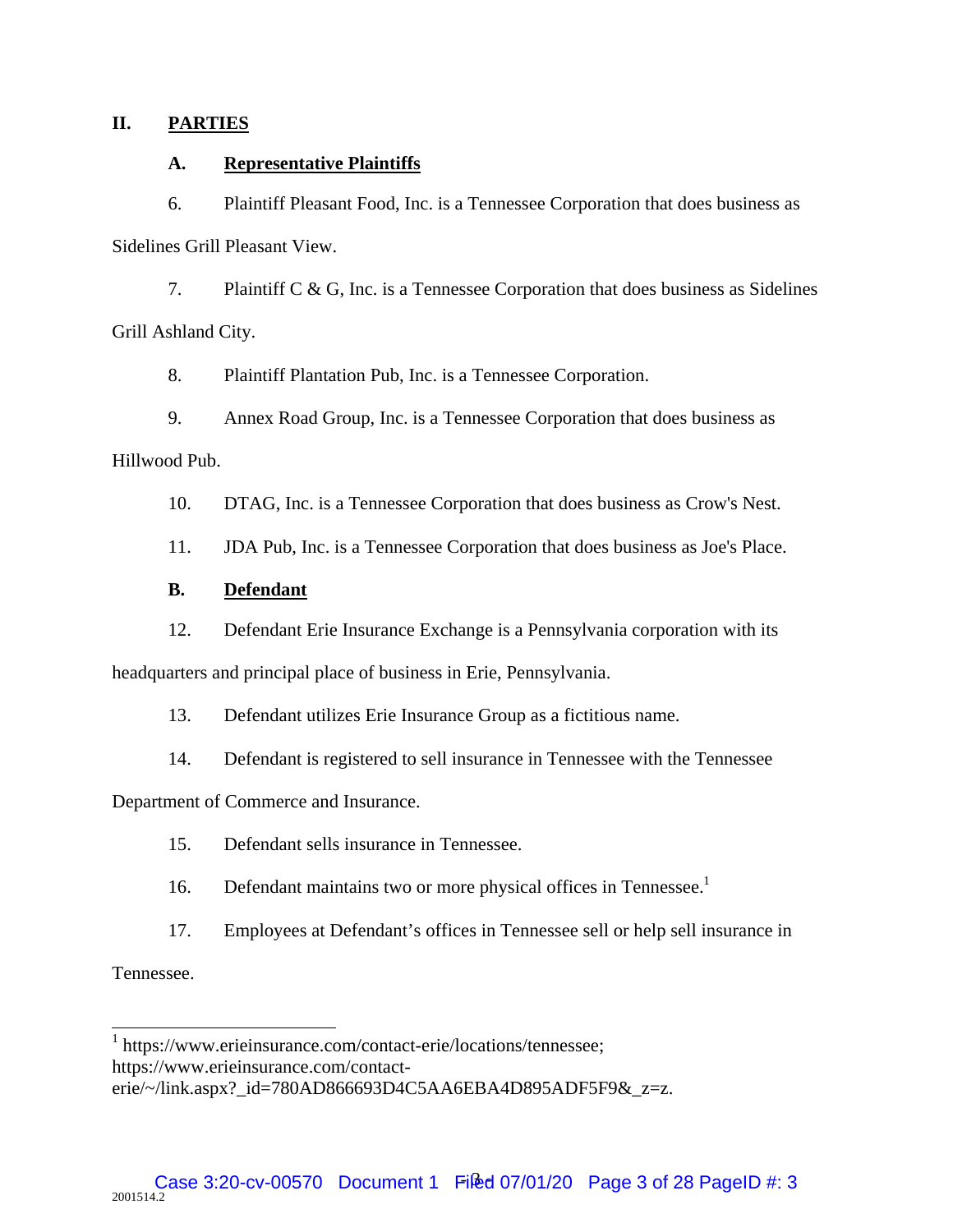## II. PARTIES

### A. Representative Plaintiffs

6. Plaintiff Pleasant Food, Inc. is a Tennessee Corporation that does business as Sidelines Grill Pleasant View.

7. Plaintiff C & G, Inc. is a Tennessee Corporation that does business as Sidelines Grill Ashland City.

8. Plaintiff Plantation Pub, Inc. is a Tennessee Corporation.

9. Annex Road Group, Inc. is a Tennessee Corporation that does business as Hillwood Pub.

10. DTAG, Inc. is a Tennessee Corporation that does business as Crow's Nest.

11. JDA Pub, Inc. is a Tennessee Corporation that does business as Joe's Place.

### B. Defendant

12. Defendant Erie Insurance Exchange is a Pennsylvania corporation with its headquarters and principal place of business in Erie, Pennsylvania.

13. Defendant utilizes Erie Insurance Group as a fictitious name.

14. Defendant is registered to sell insurance in Tennessee with the Tennessee Department of Commerce and Insurance.

15. Defendant sells insurance in Tennessee.

16. Defendant maintains two or more physical offices in Tennessee.[1]

17. Employees at Defendant's offices in Tennessee sell or help sell insurance in Tennessee.

---

[1] https://www.erieinsurance.com/contact-erie/locations/tennessee; https://www.erieinsurance.com/contact-erie/~/link.aspx?_id=780AD866693D4C5AA6EBA4D895ADF5F9&_z=z.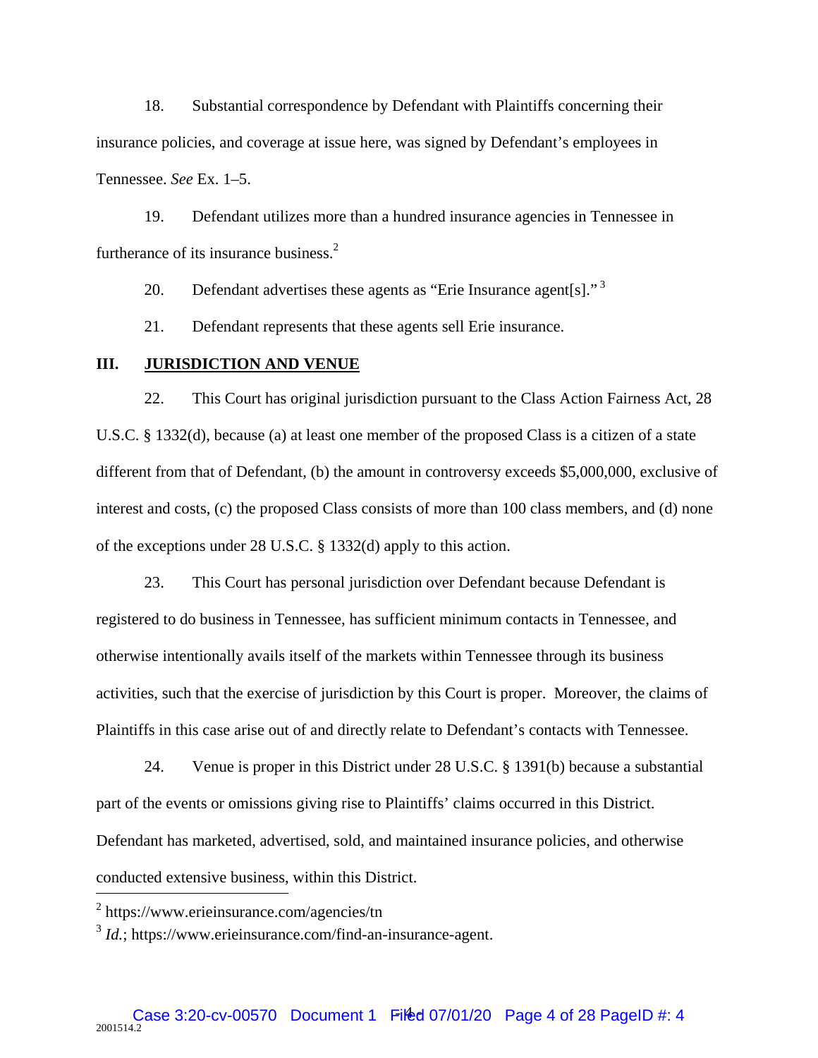18. Substantial correspondence by Defendant with Plaintiffs concerning their insurance policies, and coverage at issue here, was signed by Defendant's employees in Tennessee. *See* Ex. 1–5.

19. Defendant utilizes more than a hundred insurance agencies in Tennessee in furtherance of its insurance business.[2]

20. Defendant advertises these agents as "Erie Insurance agent[s]." [3]

21. Defendant represents that these agents sell Erie insurance.

## III. JURISDICTION AND VENUE

22. This Court has original jurisdiction pursuant to the Class Action Fairness Act, 28 U.S.C. § 1332(d), because (a) at least one member of the proposed Class is a citizen of a state different from that of Defendant, (b) the amount in controversy exceeds $5,000,000, exclusive of interest and costs, (c) the proposed Class consists of more than 100 class members, and (d) none of the exceptions under 28 U.S.C. § 1332(d) apply to this action.

23. This Court has personal jurisdiction over Defendant because Defendant is registered to do business in Tennessee, has sufficient minimum contacts in Tennessee, and otherwise intentionally avails itself of the markets within Tennessee through its business activities, such that the exercise of jurisdiction by this Court is proper. Moreover, the claims of Plaintiffs in this case arise out of and directly relate to Defendant's contacts with Tennessee.

24. Venue is proper in this District under 28 U.S.C. § 1391(b) because a substantial part of the events or omissions giving rise to Plaintiffs' claims occurred in this District. Defendant has marketed, advertised, sold, and maintained insurance policies, and otherwise conducted extensive business, within this District.

---

[2] https://www.erieinsurance.com/agencies/tn

[3] *Id.*; https://www.erieinsurance.com/find-an-insurance-agent.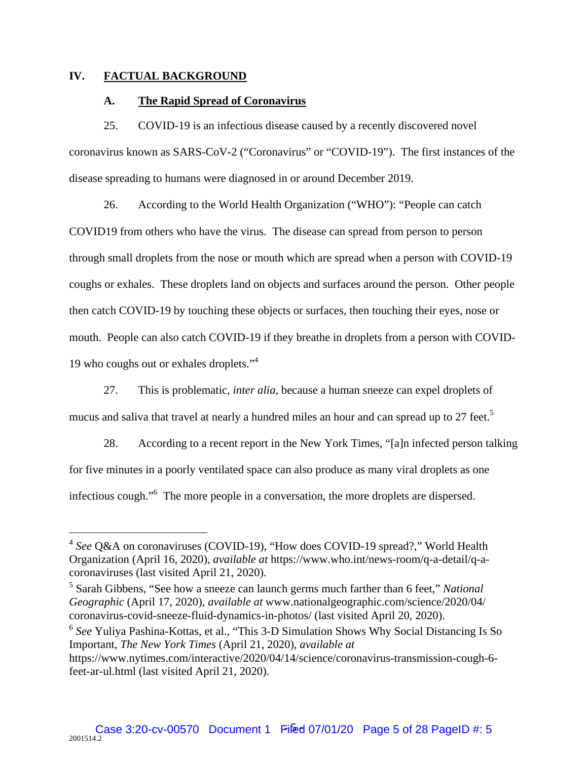## IV. FACTUAL BACKGROUND

### A. The Rapid Spread of Coronavirus

25. COVID-19 is an infectious disease caused by a recently discovered novel coronavirus known as SARS-CoV-2 ("Coronavirus" or "COVID-19"). The first instances of the disease spreading to humans were diagnosed in or around December 2019.

26. According to the World Health Organization ("WHO"): "People can catch COVID19 from others who have the virus. The disease can spread from person to person through small droplets from the nose or mouth which are spread when a person with COVID-19 coughs or exhales. These droplets land on objects and surfaces around the person. Other people then catch COVID-19 by touching these objects or surfaces, then touching their eyes, nose or mouth. People can also catch COVID-19 if they breathe in droplets from a person with COVID-19 who coughs out or exhales droplets."[4]

27. This is problematic, *inter alia*, because a human sneeze can expel droplets of mucus and saliva that travel at nearly a hundred miles an hour and can spread up to 27 feet.[5]

28. According to a recent report in the New York Times, "[a]n infected person talking for five minutes in a poorly ventilated space can also produce as many viral droplets as one infectious cough."[6] The more people in a conversation, the more droplets are dispersed.

---

[4] *See* Q&A on coronaviruses (COVID-19), "How does COVID-19 spread?," World Health Organization (April 16, 2020), *available at* https://www.who.int/news-room/q-a-detail/q-a-coronaviruses (last visited April 21, 2020).

[5] Sarah Gibbens, "See how a sneeze can launch germs much farther than 6 feet," *National Geographic* (April 17, 2020), *available at* www.nationalgeographic.com/science/2020/04/coronavirus-covid-sneeze-fluid-dynamics-in-photos/ (last visited April 20, 2020).

[6] *See* Yuliya Pashina-Kottas, et al., "This 3-D Simulation Shows Why Social Distancing Is So Important, *The New York Times* (April 21, 2020), *available at* https://www.nytimes.com/interactive/2020/04/14/science/coronavirus-transmission-cough-6-feet-ar-ul.html (last visited April 21, 2020).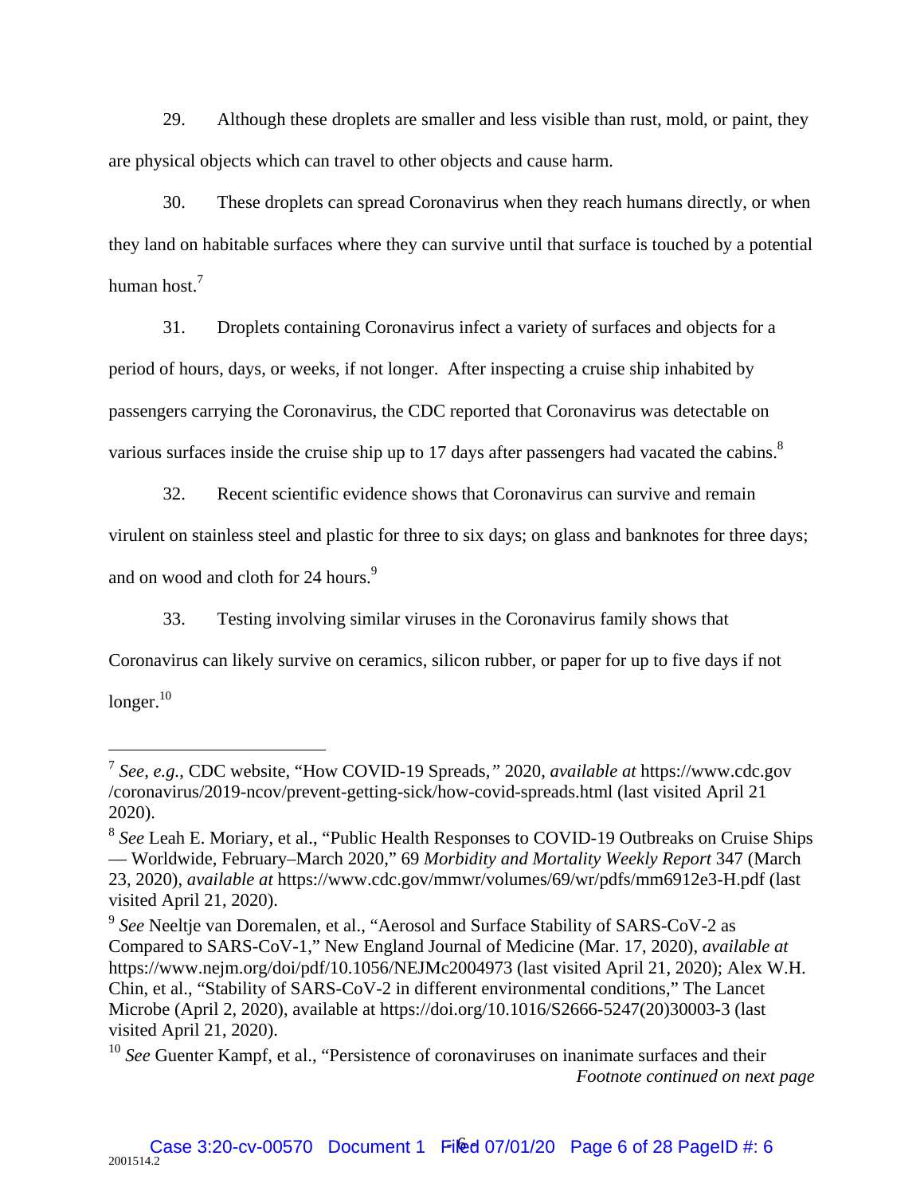29. Although these droplets are smaller and less visible than rust, mold, or paint, they are physical objects which can travel to other objects and cause harm.

30. These droplets can spread Coronavirus when they reach humans directly, or when they land on habitable surfaces where they can survive until that surface is touched by a potential human host.[7]

31. Droplets containing Coronavirus infect a variety of surfaces and objects for a period of hours, days, or weeks, if not longer. After inspecting a cruise ship inhabited by passengers carrying the Coronavirus, the CDC reported that Coronavirus was detectable on various surfaces inside the cruise ship up to 17 days after passengers had vacated the cabins.[8]

32. Recent scientific evidence shows that Coronavirus can survive and remain virulent on stainless steel and plastic for three to six days; on glass and banknotes for three days; and on wood and cloth for 24 hours.[9]

33. Testing involving similar viruses in the Coronavirus family shows that Coronavirus can likely survive on ceramics, silicon rubber, or paper for up to five days if not longer.[10]

---

[7] *See*, *e.g.*, CDC website, "How COVID-19 Spreads," 2020, *available at* https://www.cdc.gov /coronavirus/2019-ncov/prevent-getting-sick/how-covid-spreads.html (last visited April 21 2020).

[8] *See* Leah E. Moriary, et al., "Public Health Responses to COVID-19 Outbreaks on Cruise Ships — Worldwide, February–March 2020," 69 *Morbidity and Mortality Weekly Report* 347 (March 23, 2020), *available at* https://www.cdc.gov/mmwr/volumes/69/wr/pdfs/mm6912e3-H.pdf (last visited April 21, 2020).

[9] *See* Neeltje van Doremalen, et al., "Aerosol and Surface Stability of SARS-CoV-2 as Compared to SARS-CoV-1," New England Journal of Medicine (Mar. 17, 2020), *available at* https://www.nejm.org/doi/pdf/10.1056/NEJMc2004973 (last visited April 21, 2020); Alex W.H. Chin, et al., "Stability of SARS-CoV-2 in different environmental conditions," The Lancet Microbe (April 2, 2020), available at https://doi.org/10.1016/S2666-5247(20)30003-3 (last visited April 21, 2020).

[10] *See* Guenter Kampf, et al., "Persistence of coronaviruses on inanimate surfaces and their

*Footnote continued on next page*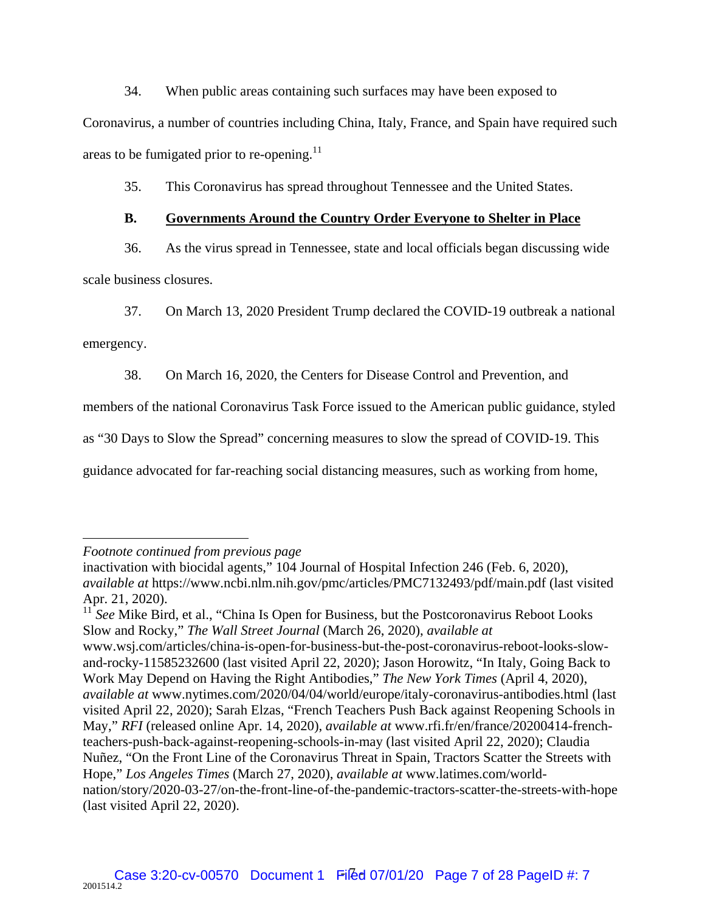34. When public areas containing such surfaces may have been exposed to Coronavirus, a number of countries including China, Italy, France, and Spain have required such areas to be fumigated prior to re-opening.[11]

35. This Coronavirus has spread throughout Tennessee and the United States.

**B. Governments Around the Country Order Everyone to Shelter in Place**

36. As the virus spread in Tennessee, state and local officials began discussing wide scale business closures.

37. On March 13, 2020 President Trump declared the COVID-19 outbreak a national emergency.

38. On March 16, 2020, the Centers for Disease Control and Prevention, and members of the national Coronavirus Task Force issued to the American public guidance, styled as "30 Days to Slow the Spread" concerning measures to slow the spread of COVID-19. This guidance advocated for far-reaching social distancing measures, such as working from home,

---

*Footnote continued from previous page*

inactivation with biocidal agents," 104 Journal of Hospital Infection 246 (Feb. 6, 2020), *available at* https://www.ncbi.nlm.nih.gov/pmc/articles/PMC7132493/pdf/main.pdf (last visited Apr. 21, 2020).

[11] *See* Mike Bird, et al., "China Is Open for Business, but the Postcoronavirus Reboot Looks Slow and Rocky," *The Wall Street Journal* (March 26, 2020), *available at* www.wsj.com/articles/china-is-open-for-business-but-the-post-coronavirus-reboot-looks-slow-and-rocky-11585232600 (last visited April 22, 2020); Jason Horowitz, "In Italy, Going Back to Work May Depend on Having the Right Antibodies," *The New York Times* (April 4, 2020), *available at* www.nytimes.com/2020/04/04/world/europe/italy-coronavirus-antibodies.html (last visited April 22, 2020); Sarah Elzas, "French Teachers Push Back against Reopening Schools in May," *RFI* (released online Apr. 14, 2020), *available at* www.rfi.fr/en/france/20200414-french-teachers-push-back-against-reopening-schools-in-may (last visited April 22, 2020); Claudia Nuñez, "On the Front Line of the Coronavirus Threat in Spain, Tractors Scatter the Streets with Hope," *Los Angeles Times* (March 27, 2020), *available at* www.latimes.com/world-nation/story/2020-03-27/on-the-front-line-of-the-pandemic-tractors-scatter-the-streets-with-hope (last visited April 22, 2020).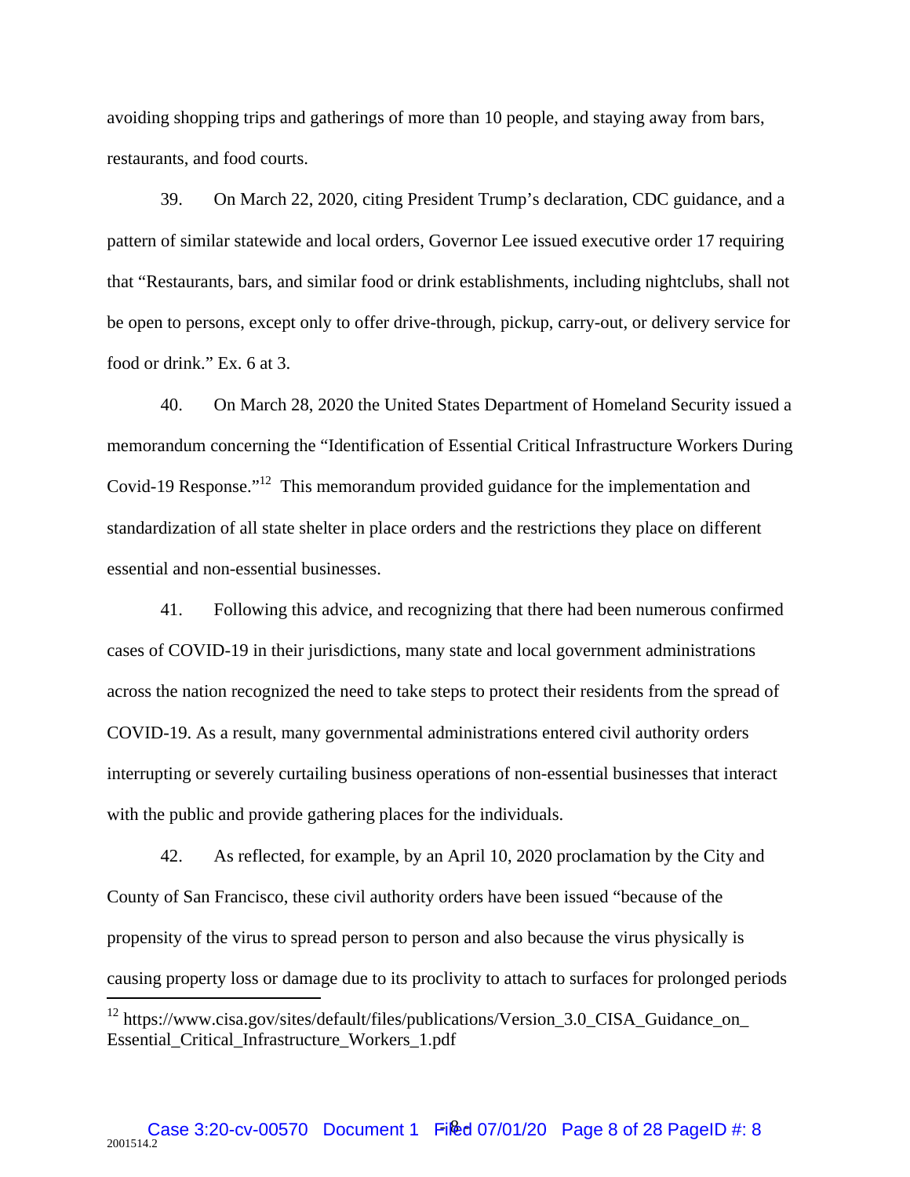avoiding shopping trips and gatherings of more than 10 people, and staying away from bars, restaurants, and food courts.

39. On March 22, 2020, citing President Trump's declaration, CDC guidance, and a pattern of similar statewide and local orders, Governor Lee issued executive order 17 requiring that "Restaurants, bars, and similar food or drink establishments, including nightclubs, shall not be open to persons, except only to offer drive-through, pickup, carry-out, or delivery service for food or drink." Ex. 6 at 3.

40. On March 28, 2020 the United States Department of Homeland Security issued a memorandum concerning the "Identification of Essential Critical Infrastructure Workers During Covid-19 Response."[12] This memorandum provided guidance for the implementation and standardization of all state shelter in place orders and the restrictions they place on different essential and non-essential businesses.

41. Following this advice, and recognizing that there had been numerous confirmed cases of COVID-19 in their jurisdictions, many state and local government administrations across the nation recognized the need to take steps to protect their residents from the spread of COVID-19. As a result, many governmental administrations entered civil authority orders interrupting or severely curtailing business operations of non-essential businesses that interact with the public and provide gathering places for the individuals.

42. As reflected, for example, by an April 10, 2020 proclamation by the City and County of San Francisco, these civil authority orders have been issued "because of the propensity of the virus to spread person to person and also because the virus physically is causing property loss or damage due to its proclivity to attach to surfaces for prolonged periods

[12] https://www.cisa.gov/sites/default/files/publications/Version_3.0_CISA_Guidance_on_Essential_Critical_Infrastructure_Workers_1.pdf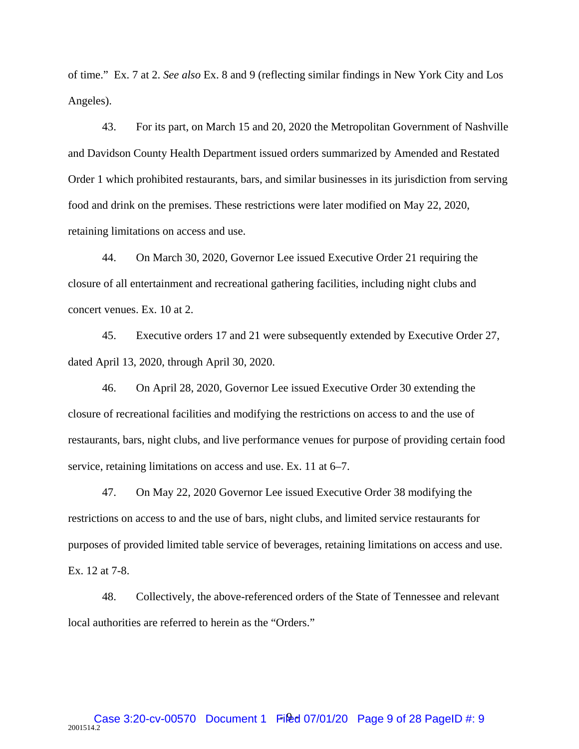of time." Ex. 7 at 2. *See also* Ex. 8 and 9 (reflecting similar findings in New York City and Los Angeles).

43. For its part, on March 15 and 20, 2020 the Metropolitan Government of Nashville and Davidson County Health Department issued orders summarized by Amended and Restated Order 1 which prohibited restaurants, bars, and similar businesses in its jurisdiction from serving food and drink on the premises. These restrictions were later modified on May 22, 2020, retaining limitations on access and use.

44. On March 30, 2020, Governor Lee issued Executive Order 21 requiring the closure of all entertainment and recreational gathering facilities, including night clubs and concert venues. Ex. 10 at 2.

45. Executive orders 17 and 21 were subsequently extended by Executive Order 27, dated April 13, 2020, through April 30, 2020.

46. On April 28, 2020, Governor Lee issued Executive Order 30 extending the closure of recreational facilities and modifying the restrictions on access to and the use of restaurants, bars, night clubs, and live performance venues for purpose of providing certain food service, retaining limitations on access and use. Ex. 11 at 6–7.

47. On May 22, 2020 Governor Lee issued Executive Order 38 modifying the restrictions on access to and the use of bars, night clubs, and limited service restaurants for purposes of provided limited table service of beverages, retaining limitations on access and use. Ex. 12 at 7-8.

48. Collectively, the above-referenced orders of the State of Tennessee and relevant local authorities are referred to herein as the "Orders."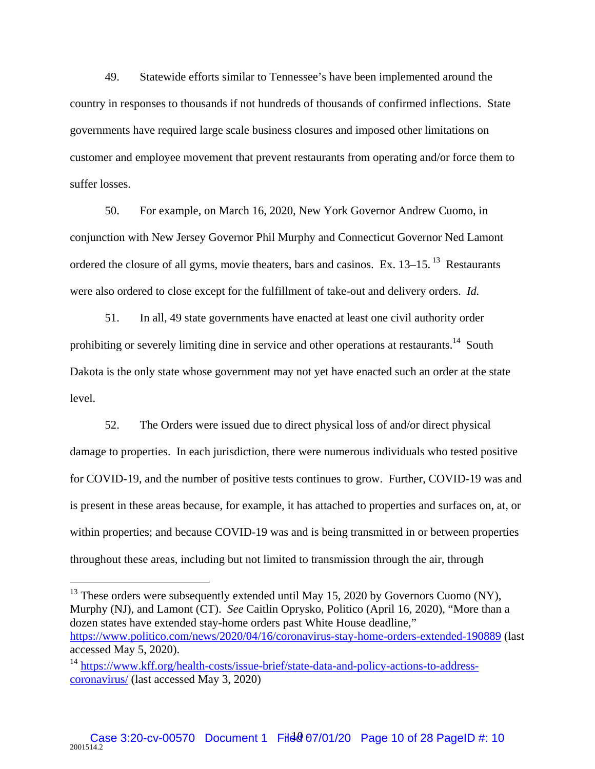49. Statewide efforts similar to Tennessee's have been implemented around the country in responses to thousands if not hundreds of thousands of confirmed inflections. State governments have required large scale business closures and imposed other limitations on customer and employee movement that prevent restaurants from operating and/or force them to suffer losses.

50. For example, on March 16, 2020, New York Governor Andrew Cuomo, in conjunction with New Jersey Governor Phil Murphy and Connecticut Governor Ned Lamont ordered the closure of all gyms, movie theaters, bars and casinos. Ex. 13–15.[13] Restaurants were also ordered to close except for the fulfillment of take-out and delivery orders. *Id.*

51. In all, 49 state governments have enacted at least one civil authority order prohibiting or severely limiting dine in service and other operations at restaurants.[14] South Dakota is the only state whose government may not yet have enacted such an order at the state level.

52. The Orders were issued due to direct physical loss of and/or direct physical damage to properties. In each jurisdiction, there were numerous individuals who tested positive for COVID-19, and the number of positive tests continues to grow. Further, COVID-19 was and is present in these areas because, for example, it has attached to properties and surfaces on, at, or within properties; and because COVID-19 was and is being transmitted in or between properties throughout these areas, including but not limited to transmission through the air, through

---

[13] These orders were subsequently extended until May 15, 2020 by Governors Cuomo (NY), Murphy (NJ), and Lamont (CT). *See* Caitlin Oprysko, Politico (April 16, 2020), "More than a dozen states have extended stay-home orders past White House deadline," https://www.politico.com/news/2020/04/16/coronavirus-stay-home-orders-extended-190889 (last accessed May 5, 2020).

[14] https://www.kff.org/health-costs/issue-brief/state-data-and-policy-actions-to-address-coronavirus/ (last accessed May 3, 2020)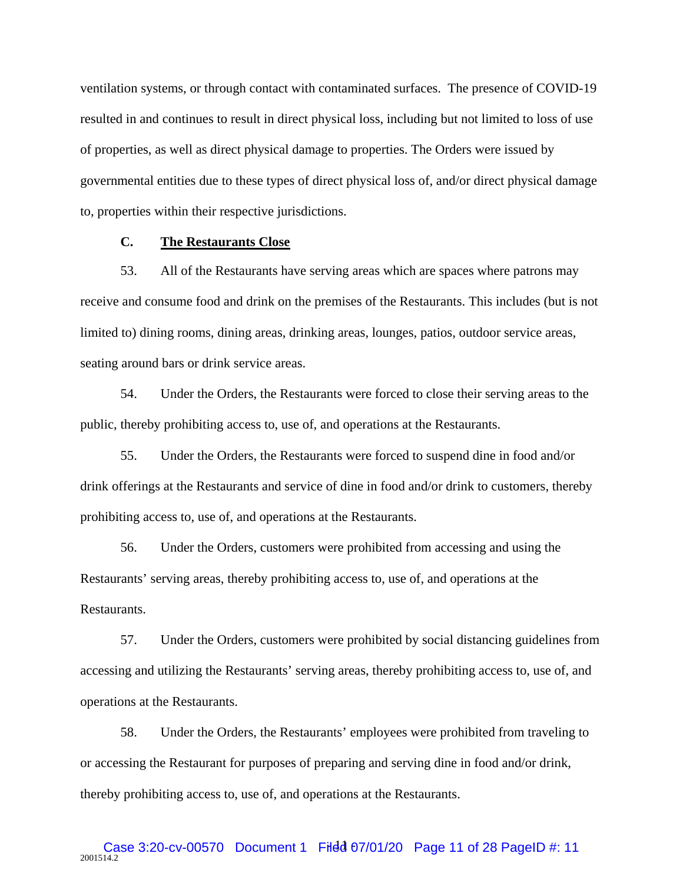ventilation systems, or through contact with contaminated surfaces. The presence of COVID-19 resulted in and continues to result in direct physical loss, including but not limited to loss of use of properties, as well as direct physical damage to properties. The Orders were issued by governmental entities due to these types of direct physical loss of, and/or direct physical damage to, properties within their respective jurisdictions.

### C. <u>The Restaurants Close</u>

53. All of the Restaurants have serving areas which are spaces where patrons may receive and consume food and drink on the premises of the Restaurants. This includes (but is not limited to) dining rooms, dining areas, drinking areas, lounges, patios, outdoor service areas, seating around bars or drink service areas.

54. Under the Orders, the Restaurants were forced to close their serving areas to the public, thereby prohibiting access to, use of, and operations at the Restaurants.

55. Under the Orders, the Restaurants were forced to suspend dine in food and/or drink offerings at the Restaurants and service of dine in food and/or drink to customers, thereby prohibiting access to, use of, and operations at the Restaurants.

56. Under the Orders, customers were prohibited from accessing and using the Restaurants' serving areas, thereby prohibiting access to, use of, and operations at the Restaurants.

57. Under the Orders, customers were prohibited by social distancing guidelines from accessing and utilizing the Restaurants' serving areas, thereby prohibiting access to, use of, and operations at the Restaurants.

58. Under the Orders, the Restaurants' employees were prohibited from traveling to or accessing the Restaurant for purposes of preparing and serving dine in food and/or drink, thereby prohibiting access to, use of, and operations at the Restaurants.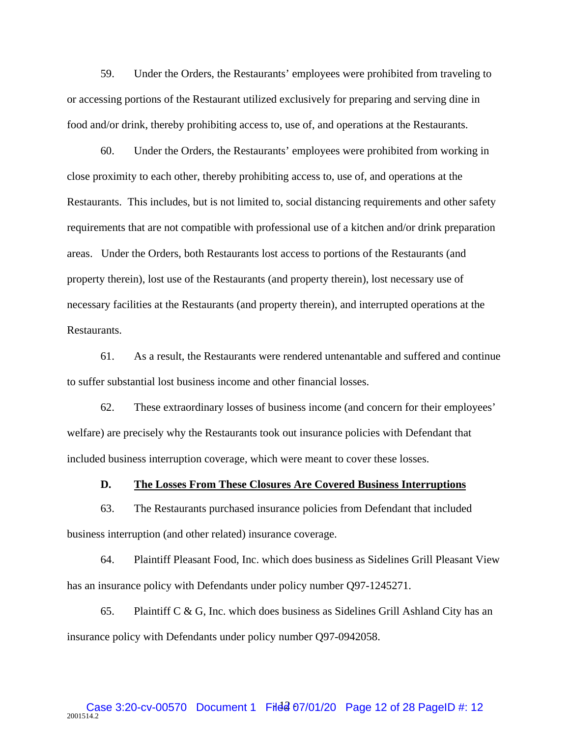59. Under the Orders, the Restaurants' employees were prohibited from traveling to or accessing portions of the Restaurant utilized exclusively for preparing and serving dine in food and/or drink, thereby prohibiting access to, use of, and operations at the Restaurants.

60. Under the Orders, the Restaurants' employees were prohibited from working in close proximity to each other, thereby prohibiting access to, use of, and operations at the Restaurants. This includes, but is not limited to, social distancing requirements and other safety requirements that are not compatible with professional use of a kitchen and/or drink preparation areas. Under the Orders, both Restaurants lost access to portions of the Restaurants (and property therein), lost use of the Restaurants (and property therein), lost necessary use of necessary facilities at the Restaurants (and property therein), and interrupted operations at the Restaurants.

61. As a result, the Restaurants were rendered untenantable and suffered and continue to suffer substantial lost business income and other financial losses.

62. These extraordinary losses of business income (and concern for their employees' welfare) are precisely why the Restaurants took out insurance policies with Defendant that included business interruption coverage, which were meant to cover these losses.

### D. <u>The Losses From These Closures Are Covered Business Interruptions</u>

63. The Restaurants purchased insurance policies from Defendant that included business interruption (and other related) insurance coverage.

64. Plaintiff Pleasant Food, Inc. which does business as Sidelines Grill Pleasant View has an insurance policy with Defendants under policy number Q97-1245271.

65. Plaintiff C & G, Inc. which does business as Sidelines Grill Ashland City has an insurance policy with Defendants under policy number Q97-0942058.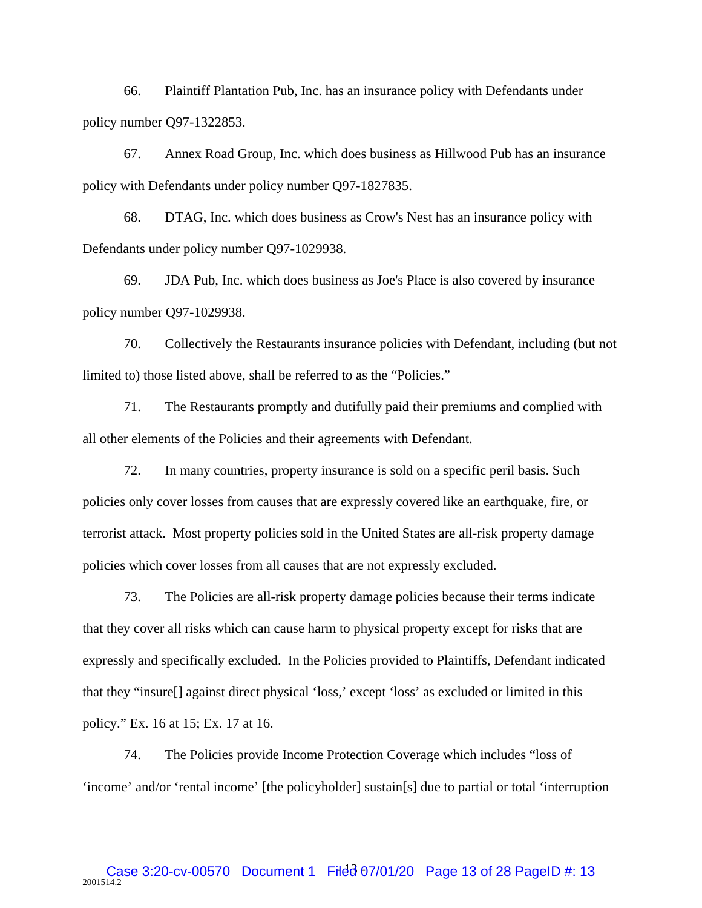66. Plaintiff Plantation Pub, Inc. has an insurance policy with Defendants under policy number Q97-1322853.

67. Annex Road Group, Inc. which does business as Hillwood Pub has an insurance policy with Defendants under policy number Q97-1827835.

68. DTAG, Inc. which does business as Crow's Nest has an insurance policy with Defendants under policy number Q97-1029938.

69. JDA Pub, Inc. which does business as Joe's Place is also covered by insurance policy number Q97-1029938.

70. Collectively the Restaurants insurance policies with Defendant, including (but not limited to) those listed above, shall be referred to as the "Policies."

71. The Restaurants promptly and dutifully paid their premiums and complied with all other elements of the Policies and their agreements with Defendant.

72. In many countries, property insurance is sold on a specific peril basis. Such policies only cover losses from causes that are expressly covered like an earthquake, fire, or terrorist attack. Most property policies sold in the United States are all-risk property damage policies which cover losses from all causes that are not expressly excluded.

73. The Policies are all-risk property damage policies because their terms indicate that they cover all risks which can cause harm to physical property except for risks that are expressly and specifically excluded. In the Policies provided to Plaintiffs, Defendant indicated that they "insure[] against direct physical 'loss,' except 'loss' as excluded or limited in this policy." Ex. 16 at 15; Ex. 17 at 16.

74. The Policies provide Income Protection Coverage which includes "loss of 'income' and/or 'rental income' [the policyholder] sustain[s] due to partial or total 'interruption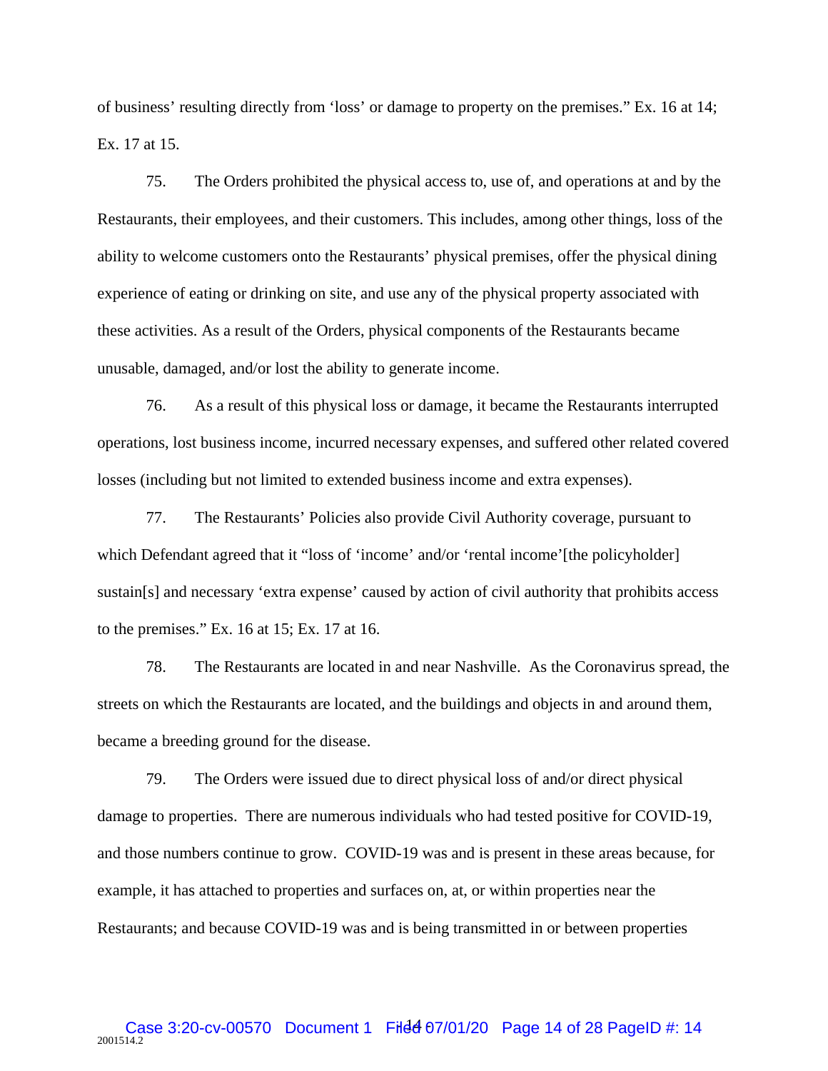of business' resulting directly from 'loss' or damage to property on the premises." Ex. 16 at 14; Ex. 17 at 15.

75. The Orders prohibited the physical access to, use of, and operations at and by the Restaurants, their employees, and their customers. This includes, among other things, loss of the ability to welcome customers onto the Restaurants' physical premises, offer the physical dining experience of eating or drinking on site, and use any of the physical property associated with these activities. As a result of the Orders, physical components of the Restaurants became unusable, damaged, and/or lost the ability to generate income.

76. As a result of this physical loss or damage, it became the Restaurants interrupted operations, lost business income, incurred necessary expenses, and suffered other related covered losses (including but not limited to extended business income and extra expenses).

77. The Restaurants' Policies also provide Civil Authority coverage, pursuant to which Defendant agreed that it "loss of 'income' and/or 'rental income'[the policyholder] sustain[s] and necessary 'extra expense' caused by action of civil authority that prohibits access to the premises." Ex. 16 at 15; Ex. 17 at 16.

78. The Restaurants are located in and near Nashville. As the Coronavirus spread, the streets on which the Restaurants are located, and the buildings and objects in and around them, became a breeding ground for the disease.

79. The Orders were issued due to direct physical loss of and/or direct physical damage to properties. There are numerous individuals who had tested positive for COVID-19, and those numbers continue to grow. COVID-19 was and is present in these areas because, for example, it has attached to properties and surfaces on, at, or within properties near the Restaurants; and because COVID-19 was and is being transmitted in or between properties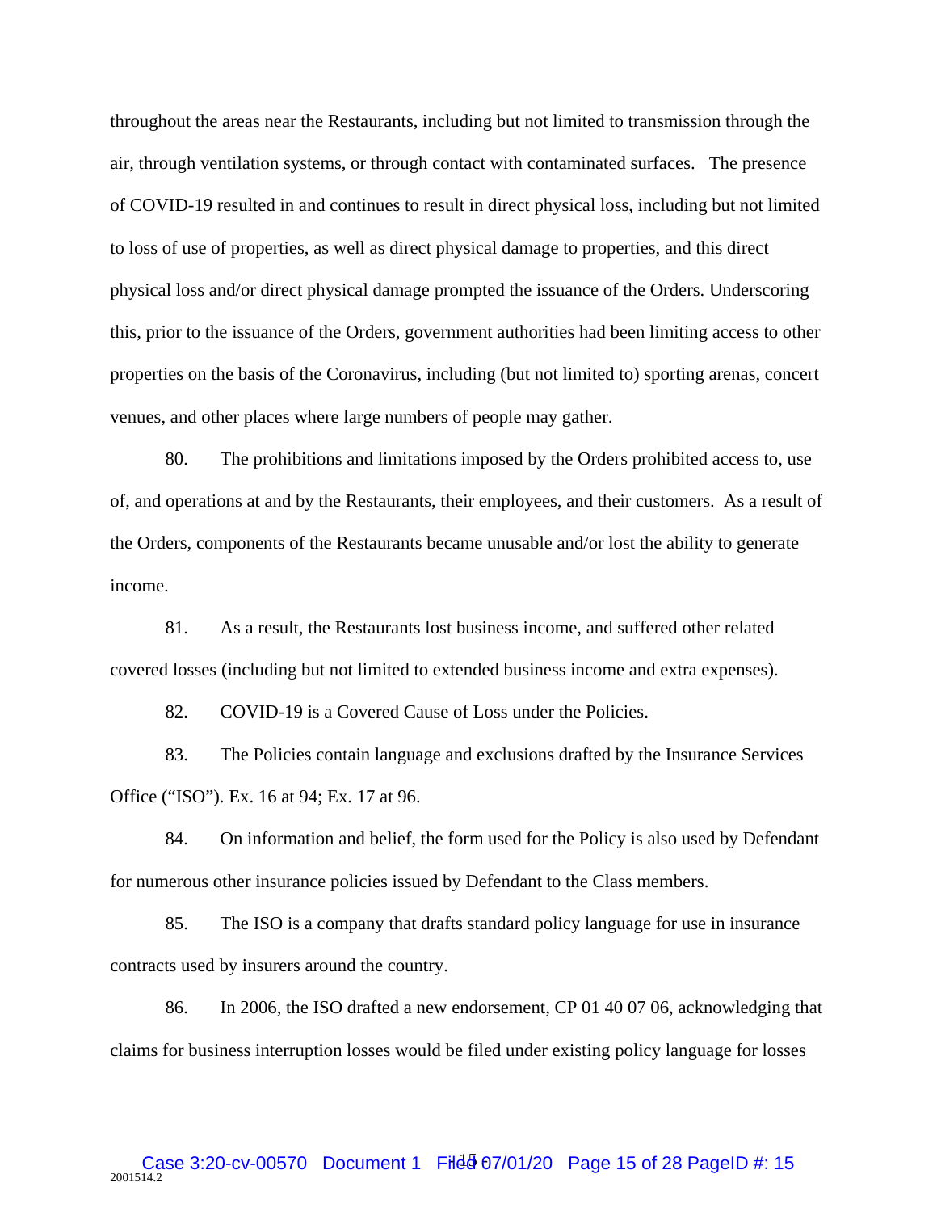throughout the areas near the Restaurants, including but not limited to transmission through the air, through ventilation systems, or through contact with contaminated surfaces. The presence of COVID-19 resulted in and continues to result in direct physical loss, including but not limited to loss of use of properties, as well as direct physical damage to properties, and this direct physical loss and/or direct physical damage prompted the issuance of the Orders. Underscoring this, prior to the issuance of the Orders, government authorities had been limiting access to other properties on the basis of the Coronavirus, including (but not limited to) sporting arenas, concert venues, and other places where large numbers of people may gather.

80. The prohibitions and limitations imposed by the Orders prohibited access to, use of, and operations at and by the Restaurants, their employees, and their customers. As a result of the Orders, components of the Restaurants became unusable and/or lost the ability to generate income.

81. As a result, the Restaurants lost business income, and suffered other related covered losses (including but not limited to extended business income and extra expenses).

82. COVID-19 is a Covered Cause of Loss under the Policies.

83. The Policies contain language and exclusions drafted by the Insurance Services Office ("ISO"). Ex. 16 at 94; Ex. 17 at 96.

84. On information and belief, the form used for the Policy is also used by Defendant for numerous other insurance policies issued by Defendant to the Class members.

85. The ISO is a company that drafts standard policy language for use in insurance contracts used by insurers around the country.

86. In 2006, the ISO drafted a new endorsement, CP 01 40 07 06, acknowledging that claims for business interruption losses would be filed under existing policy language for losses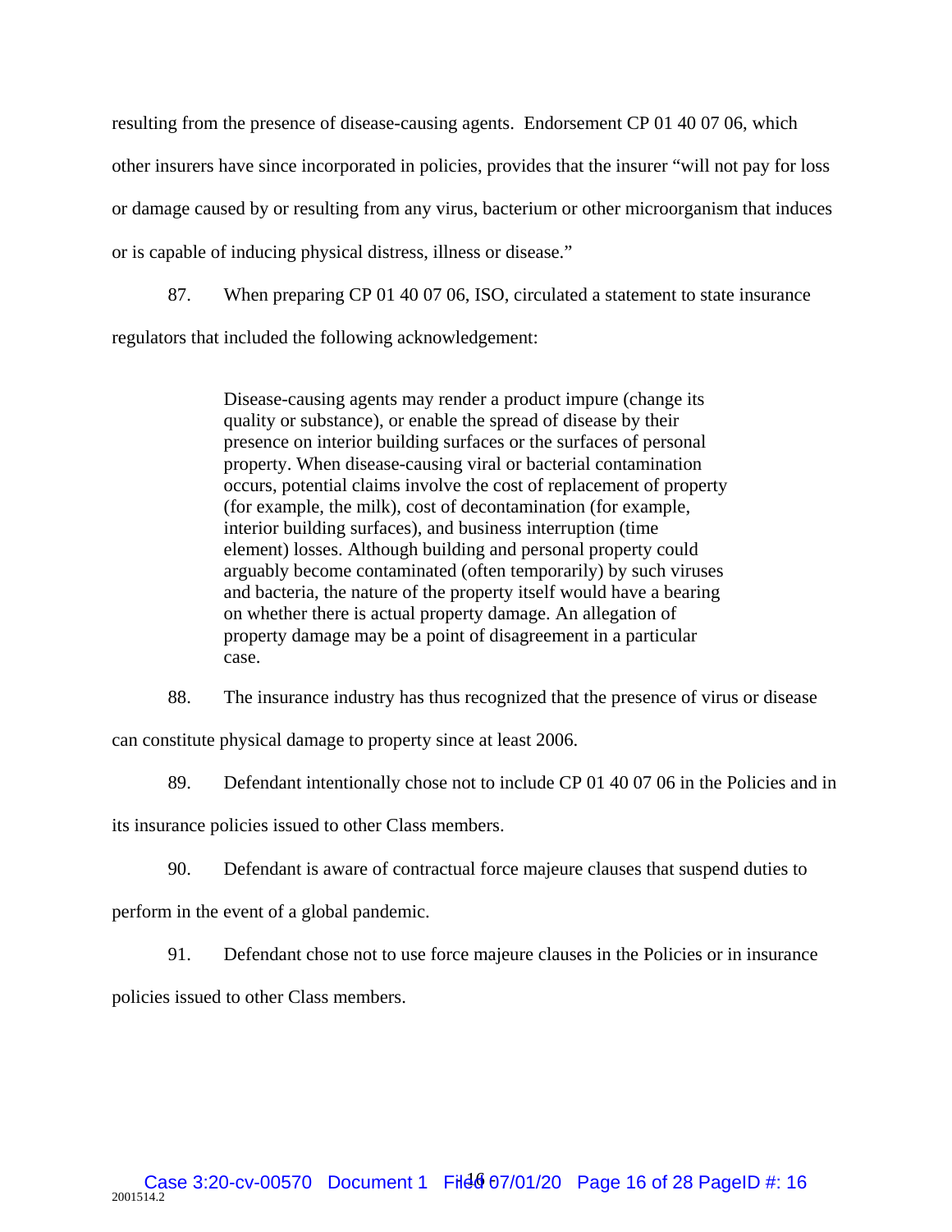resulting from the presence of disease-causing agents. Endorsement CP 01 40 07 06, which other insurers have since incorporated in policies, provides that the insurer "will not pay for loss or damage caused by or resulting from any virus, bacterium or other microorganism that induces or is capable of inducing physical distress, illness or disease."

87. When preparing CP 01 40 07 06, ISO, circulated a statement to state insurance regulators that included the following acknowledgement:

> Disease-causing agents may render a product impure (change its quality or substance), or enable the spread of disease by their presence on interior building surfaces or the surfaces of personal property. When disease-causing viral or bacterial contamination occurs, potential claims involve the cost of replacement of property (for example, the milk), cost of decontamination (for example, interior building surfaces), and business interruption (time element) losses. Although building and personal property could arguably become contaminated (often temporarily) by such viruses and bacteria, the nature of the property itself would have a bearing on whether there is actual property damage. An allegation of property damage may be a point of disagreement in a particular case.

88. The insurance industry has thus recognized that the presence of virus or disease can constitute physical damage to property since at least 2006.

89. Defendant intentionally chose not to include CP 01 40 07 06 in the Policies and in its insurance policies issued to other Class members.

90. Defendant is aware of contractual force majeure clauses that suspend duties to perform in the event of a global pandemic.

91. Defendant chose not to use force majeure clauses in the Policies or in insurance policies issued to other Class members.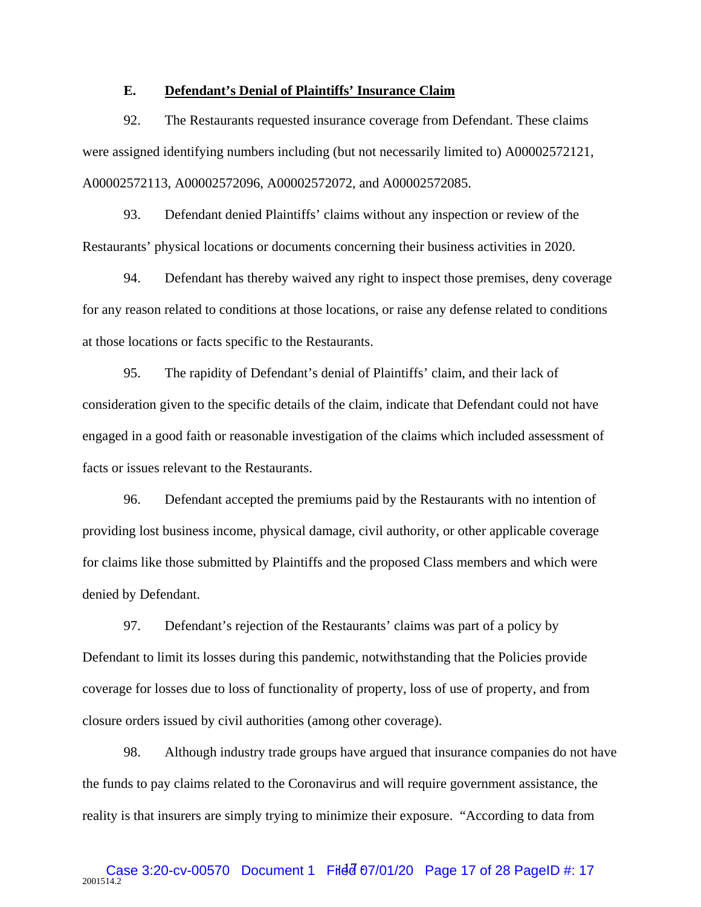### E. **Defendant's Denial of Plaintiffs' Insurance Claim**

92. The Restaurants requested insurance coverage from Defendant. These claims were assigned identifying numbers including (but not necessarily limited to) A00002572121, A00002572113, A00002572096, A00002572072, and A00002572085.

93. Defendant denied Plaintiffs' claims without any inspection or review of the Restaurants' physical locations or documents concerning their business activities in 2020.

94. Defendant has thereby waived any right to inspect those premises, deny coverage for any reason related to conditions at those locations, or raise any defense related to conditions at those locations or facts specific to the Restaurants.

95. The rapidity of Defendant's denial of Plaintiffs' claim, and their lack of consideration given to the specific details of the claim, indicate that Defendant could not have engaged in a good faith or reasonable investigation of the claims which included assessment of facts or issues relevant to the Restaurants.

96. Defendant accepted the premiums paid by the Restaurants with no intention of providing lost business income, physical damage, civil authority, or other applicable coverage for claims like those submitted by Plaintiffs and the proposed Class members and which were denied by Defendant.

97. Defendant's rejection of the Restaurants' claims was part of a policy by Defendant to limit its losses during this pandemic, notwithstanding that the Policies provide coverage for losses due to loss of functionality of property, loss of use of property, and from closure orders issued by civil authorities (among other coverage).

98. Although industry trade groups have argued that insurance companies do not have the funds to pay claims related to the Coronavirus and will require government assistance, the reality is that insurers are simply trying to minimize their exposure. "According to data from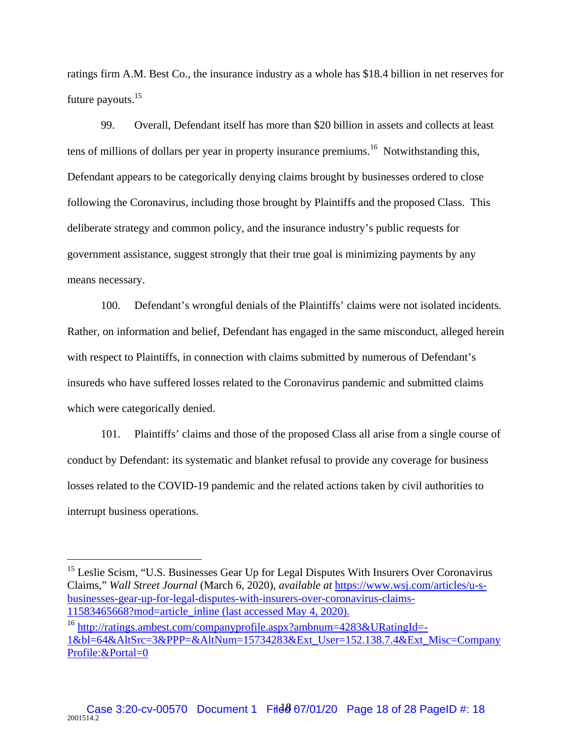ratings firm A.M. Best Co., the insurance industry as a whole has $18.4 billion in net reserves for future payouts.[15]

99. Overall, Defendant itself has more than $20 billion in assets and collects at least tens of millions of dollars per year in property insurance premiums.[16] Notwithstanding this, Defendant appears to be categorically denying claims brought by businesses ordered to close following the Coronavirus, including those brought by Plaintiffs and the proposed Class. This deliberate strategy and common policy, and the insurance industry's public requests for government assistance, suggest strongly that their true goal is minimizing payments by any means necessary.

100. Defendant's wrongful denials of the Plaintiffs' claims were not isolated incidents. Rather, on information and belief, Defendant has engaged in the same misconduct, alleged herein with respect to Plaintiffs, in connection with claims submitted by numerous of Defendant's insureds who have suffered losses related to the Coronavirus pandemic and submitted claims which were categorically denied.

101. Plaintiffs' claims and those of the proposed Class all arise from a single course of conduct by Defendant: its systematic and blanket refusal to provide any coverage for business losses related to the COVID-19 pandemic and the related actions taken by civil authorities to interrupt business operations.

---

[15] Leslie Scism, "U.S. Businesses Gear Up for Legal Disputes With Insurers Over Coronavirus Claims," *Wall Street Journal* (March 6, 2020), *available at* https://www.wsj.com/articles/u-s-businesses-gear-up-for-legal-disputes-with-insurers-over-coronavirus-claims-11583465668?mod=article_inline (last accessed May 4, 2020).

[16] http://ratings.ambest.com/companyprofile.aspx?ambnum=4283&URatingId=-1&bl=64&AltSrc=3&PPP=&AltNum=15734283&Ext_User=152.138.7.4&Ext_Misc=CompanyProfile:&Portal=0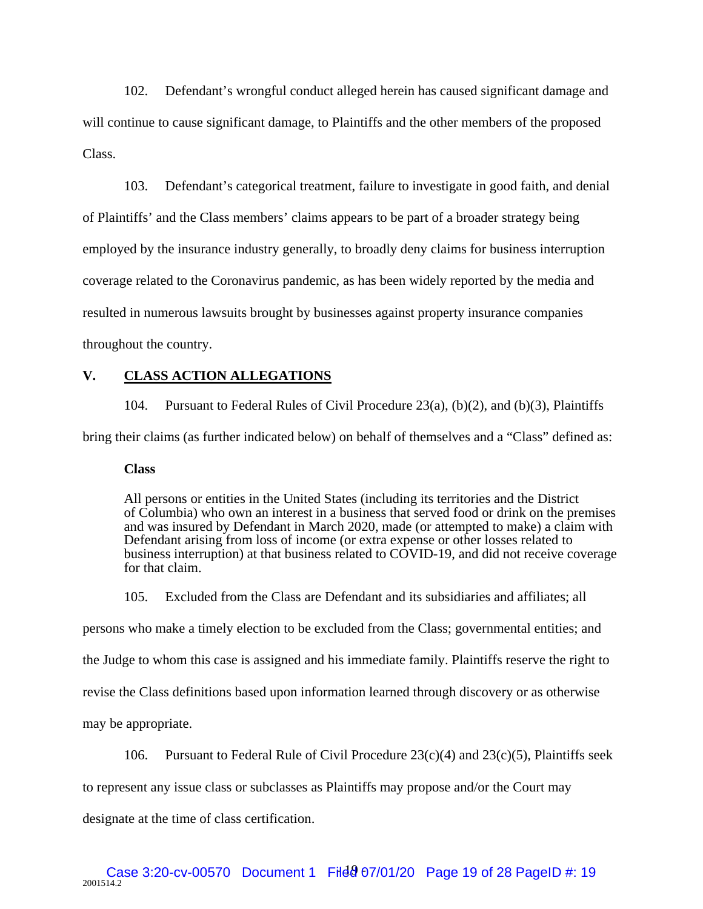102. Defendant's wrongful conduct alleged herein has caused significant damage and will continue to cause significant damage, to Plaintiffs and the other members of the proposed Class.

103. Defendant's categorical treatment, failure to investigate in good faith, and denial of Plaintiffs' and the Class members' claims appears to be part of a broader strategy being employed by the insurance industry generally, to broadly deny claims for business interruption coverage related to the Coronavirus pandemic, as has been widely reported by the media and resulted in numerous lawsuits brought by businesses against property insurance companies throughout the country.

## V. CLASS ACTION ALLEGATIONS

104. Pursuant to Federal Rules of Civil Procedure 23(a), (b)(2), and (b)(3), Plaintiffs bring their claims (as further indicated below) on behalf of themselves and a "Class" defined as:

**Class**

> All persons or entities in the United States (including its territories and the District of Columbia) who own an interest in a business that served food or drink on the premises and was insured by Defendant in March 2020, made (or attempted to make) a claim with Defendant arising from loss of income (or extra expense or other losses related to business interruption) at that business related to COVID-19, and did not receive coverage for that claim.

105. Excluded from the Class are Defendant and its subsidiaries and affiliates; all persons who make a timely election to be excluded from the Class; governmental entities; and the Judge to whom this case is assigned and his immediate family. Plaintiffs reserve the right to revise the Class definitions based upon information learned through discovery or as otherwise may be appropriate.

106. Pursuant to Federal Rule of Civil Procedure 23(c)(4) and 23(c)(5), Plaintiffs seek to represent any issue class or subclasses as Plaintiffs may propose and/or the Court may designate at the time of class certification.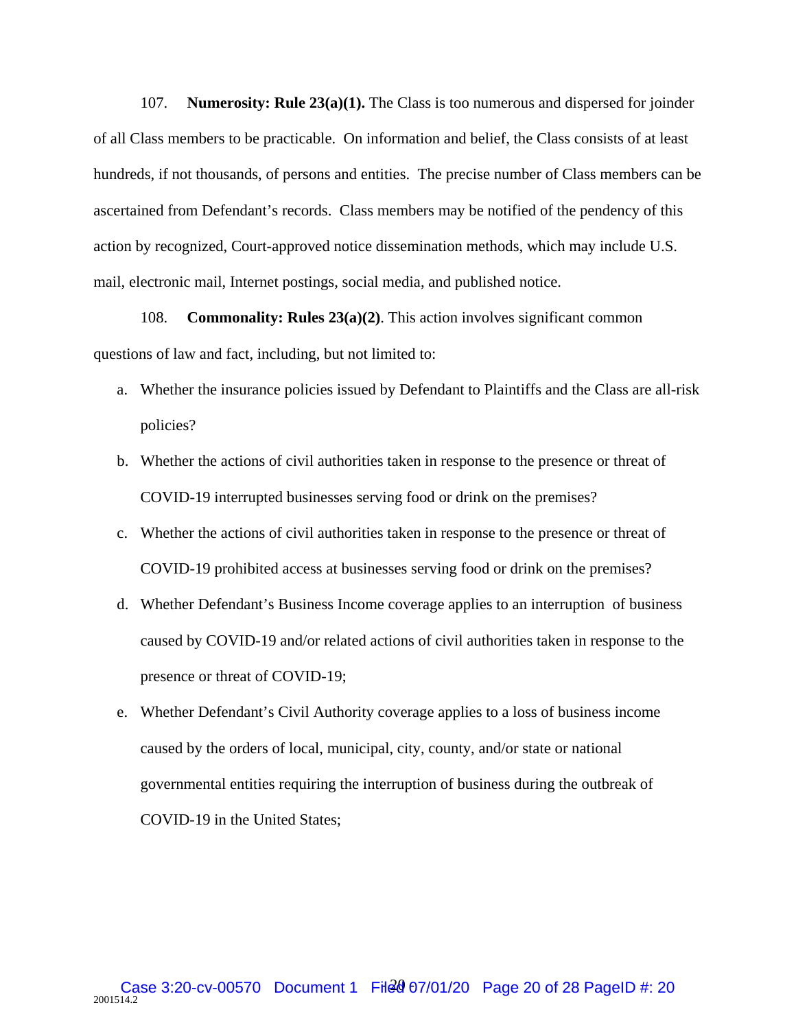107. **Numerosity: Rule 23(a)(1).** The Class is too numerous and dispersed for joinder of all Class members to be practicable. On information and belief, the Class consists of at least hundreds, if not thousands, of persons and entities. The precise number of Class members can be ascertained from Defendant's records. Class members may be notified of the pendency of this action by recognized, Court-approved notice dissemination methods, which may include U.S. mail, electronic mail, Internet postings, social media, and published notice.

108. **Commonality: Rules 23(a)(2)**. This action involves significant common questions of law and fact, including, but not limited to:

a. Whether the insurance policies issued by Defendant to Plaintiffs and the Class are all-risk policies?

b. Whether the actions of civil authorities taken in response to the presence or threat of COVID-19 interrupted businesses serving food or drink on the premises?

c. Whether the actions of civil authorities taken in response to the presence or threat of COVID-19 prohibited access at businesses serving food or drink on the premises?

d. Whether Defendant's Business Income coverage applies to an interruption of business caused by COVID-19 and/or related actions of civil authorities taken in response to the presence or threat of COVID-19;

e. Whether Defendant's Civil Authority coverage applies to a loss of business income caused by the orders of local, municipal, city, county, and/or state or national governmental entities requiring the interruption of business during the outbreak of COVID-19 in the United States;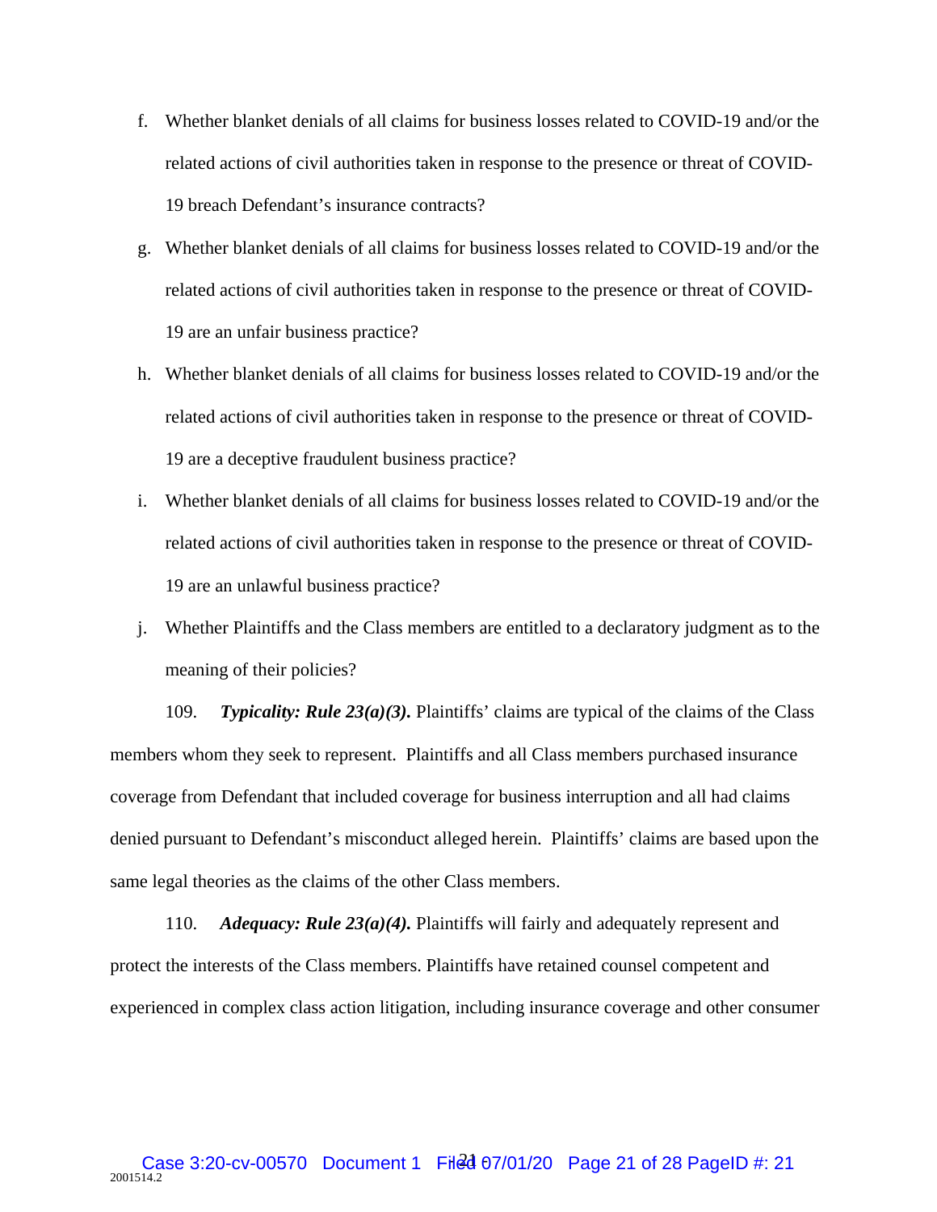f. Whether blanket denials of all claims for business losses related to COVID-19 and/or the related actions of civil authorities taken in response to the presence or threat of COVID-19 breach Defendant's insurance contracts?

g. Whether blanket denials of all claims for business losses related to COVID-19 and/or the related actions of civil authorities taken in response to the presence or threat of COVID-19 are an unfair business practice?

h. Whether blanket denials of all claims for business losses related to COVID-19 and/or the related actions of civil authorities taken in response to the presence or threat of COVID-19 are a deceptive fraudulent business practice?

i. Whether blanket denials of all claims for business losses related to COVID-19 and/or the related actions of civil authorities taken in response to the presence or threat of COVID-19 are an unlawful business practice?

j. Whether Plaintiffs and the Class members are entitled to a declaratory judgment as to the meaning of their policies?

109. ***Typicality: Rule 23(a)(3).*** Plaintiffs' claims are typical of the claims of the Class members whom they seek to represent. Plaintiffs and all Class members purchased insurance coverage from Defendant that included coverage for business interruption and all had claims denied pursuant to Defendant's misconduct alleged herein. Plaintiffs' claims are based upon the same legal theories as the claims of the other Class members.

110. ***Adequacy: Rule 23(a)(4).*** Plaintiffs will fairly and adequately represent and protect the interests of the Class members. Plaintiffs have retained counsel competent and experienced in complex class action litigation, including insurance coverage and other consumer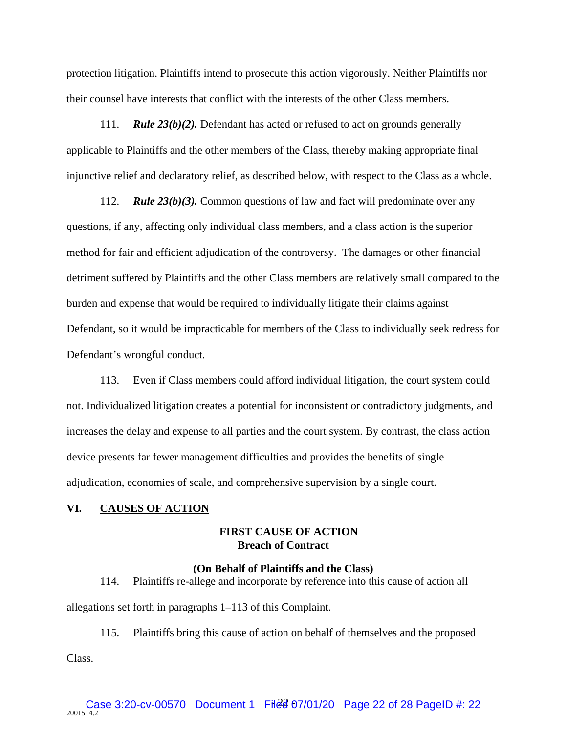protection litigation. Plaintiffs intend to prosecute this action vigorously. Neither Plaintiffs nor their counsel have interests that conflict with the interests of the other Class members.

111. ***Rule 23(b)(2).*** Defendant has acted or refused to act on grounds generally applicable to Plaintiffs and the other members of the Class, thereby making appropriate final injunctive relief and declaratory relief, as described below, with respect to the Class as a whole.

112. ***Rule 23(b)(3).*** Common questions of law and fact will predominate over any questions, if any, affecting only individual class members, and a class action is the superior method for fair and efficient adjudication of the controversy. The damages or other financial detriment suffered by Plaintiffs and the other Class members are relatively small compared to the burden and expense that would be required to individually litigate their claims against Defendant, so it would be impracticable for members of the Class to individually seek redress for Defendant's wrongful conduct.

113. Even if Class members could afford individual litigation, the court system could not. Individualized litigation creates a potential for inconsistent or contradictory judgments, and increases the delay and expense to all parties and the court system. By contrast, the class action device presents far fewer management difficulties and provides the benefits of single adjudication, economies of scale, and comprehensive supervision by a single court.

## VI. CAUSES OF ACTION

### FIRST CAUSE OF ACTION
### Breach of Contract

**(On Behalf of Plaintiffs and the Class)**

114. Plaintiffs re-allege and incorporate by reference into this cause of action all allegations set forth in paragraphs 1–113 of this Complaint.

115. Plaintiffs bring this cause of action on behalf of themselves and the proposed Class.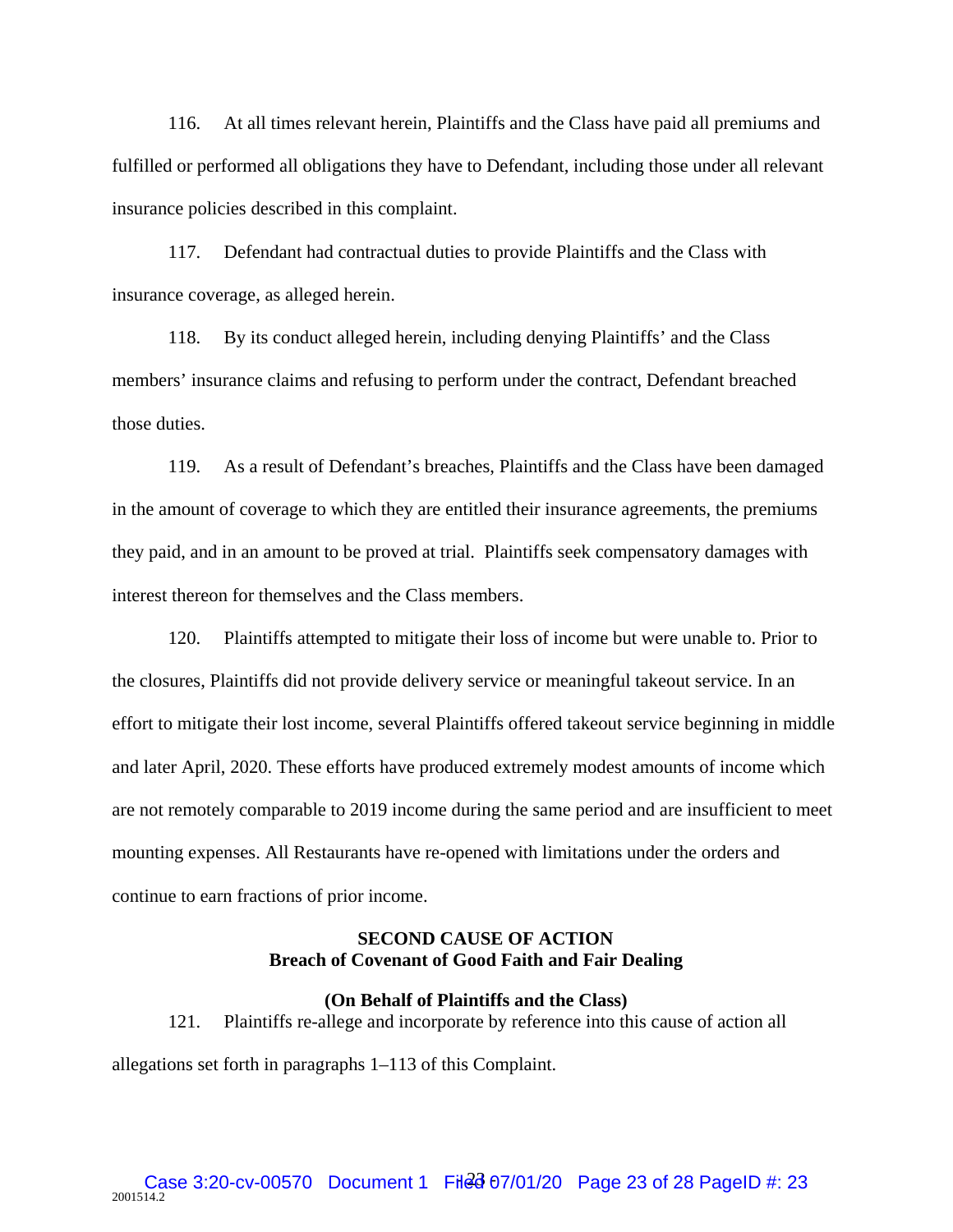116. At all times relevant herein, Plaintiffs and the Class have paid all premiums and fulfilled or performed all obligations they have to Defendant, including those under all relevant insurance policies described in this complaint.

117. Defendant had contractual duties to provide Plaintiffs and the Class with insurance coverage, as alleged herein.

118. By its conduct alleged herein, including denying Plaintiffs' and the Class members' insurance claims and refusing to perform under the contract, Defendant breached those duties.

119. As a result of Defendant's breaches, Plaintiffs and the Class have been damaged in the amount of coverage to which they are entitled their insurance agreements, the premiums they paid, and in an amount to be proved at trial. Plaintiffs seek compensatory damages with interest thereon for themselves and the Class members.

120. Plaintiffs attempted to mitigate their loss of income but were unable to. Prior to the closures, Plaintiffs did not provide delivery service or meaningful takeout service. In an effort to mitigate their lost income, several Plaintiffs offered takeout service beginning in middle and later April, 2020. These efforts have produced extremely modest amounts of income which are not remotely comparable to 2019 income during the same period and are insufficient to meet mounting expenses. All Restaurants have re-opened with limitations under the orders and continue to earn fractions of prior income.

**SECOND CAUSE OF ACTION**
**Breach of Covenant of Good Faith and Fair Dealing**

**(On Behalf of Plaintiffs and the Class)**

121. Plaintiffs re-allege and incorporate by reference into this cause of action all allegations set forth in paragraphs 1–113 of this Complaint.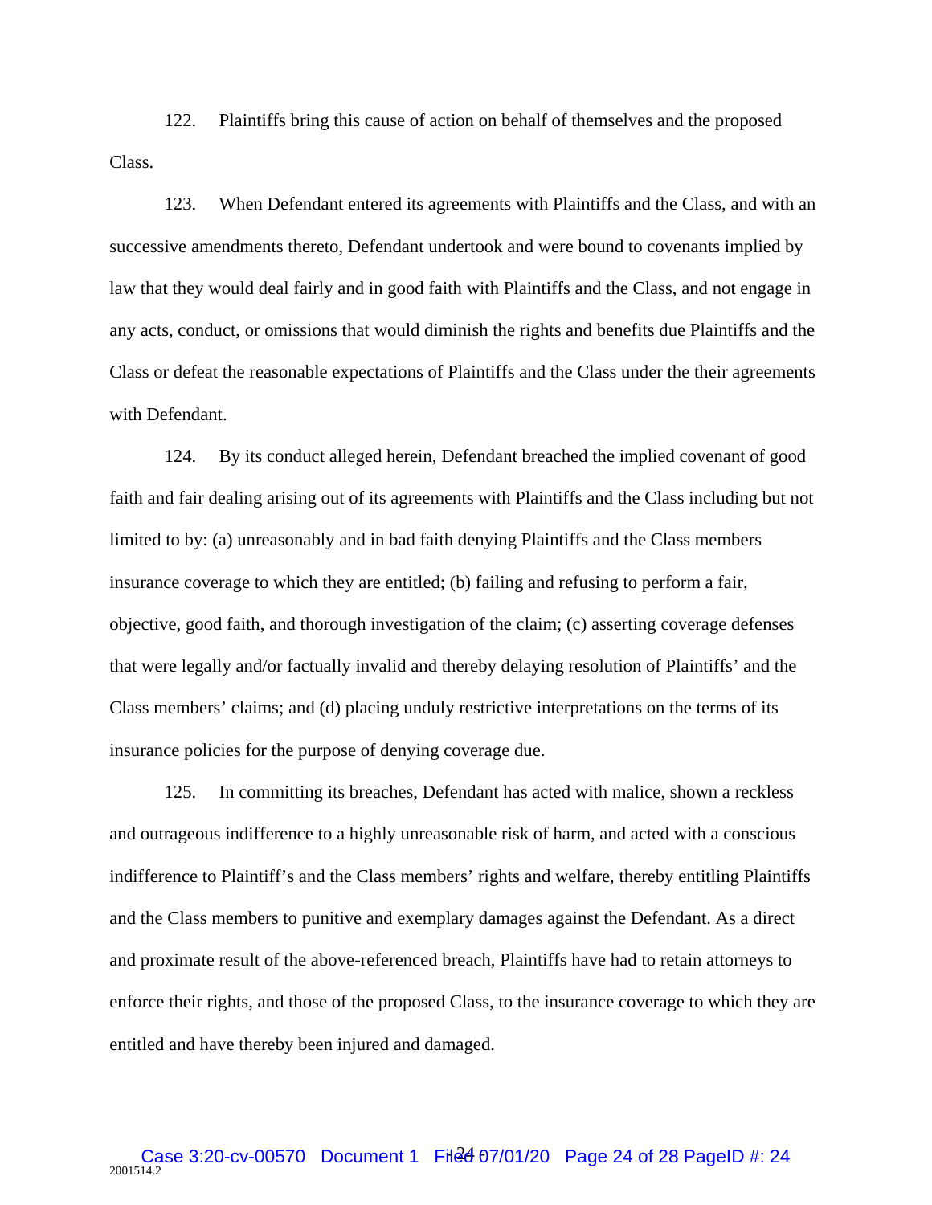122. Plaintiffs bring this cause of action on behalf of themselves and the proposed Class.

123. When Defendant entered its agreements with Plaintiffs and the Class, and with an successive amendments thereto, Defendant undertook and were bound to covenants implied by law that they would deal fairly and in good faith with Plaintiffs and the Class, and not engage in any acts, conduct, or omissions that would diminish the rights and benefits due Plaintiffs and the Class or defeat the reasonable expectations of Plaintiffs and the Class under the their agreements with Defendant.

124. By its conduct alleged herein, Defendant breached the implied covenant of good faith and fair dealing arising out of its agreements with Plaintiffs and the Class including but not limited to by: (a) unreasonably and in bad faith denying Plaintiffs and the Class members insurance coverage to which they are entitled; (b) failing and refusing to perform a fair, objective, good faith, and thorough investigation of the claim; (c) asserting coverage defenses that were legally and/or factually invalid and thereby delaying resolution of Plaintiffs' and the Class members' claims; and (d) placing unduly restrictive interpretations on the terms of its insurance policies for the purpose of denying coverage due.

125. In committing its breaches, Defendant has acted with malice, shown a reckless and outrageous indifference to a highly unreasonable risk of harm, and acted with a conscious indifference to Plaintiff's and the Class members' rights and welfare, thereby entitling Plaintiffs and the Class members to punitive and exemplary damages against the Defendant. As a direct and proximate result of the above-referenced breach, Plaintiffs have had to retain attorneys to enforce their rights, and those of the proposed Class, to the insurance coverage to which they are entitled and have thereby been injured and damaged.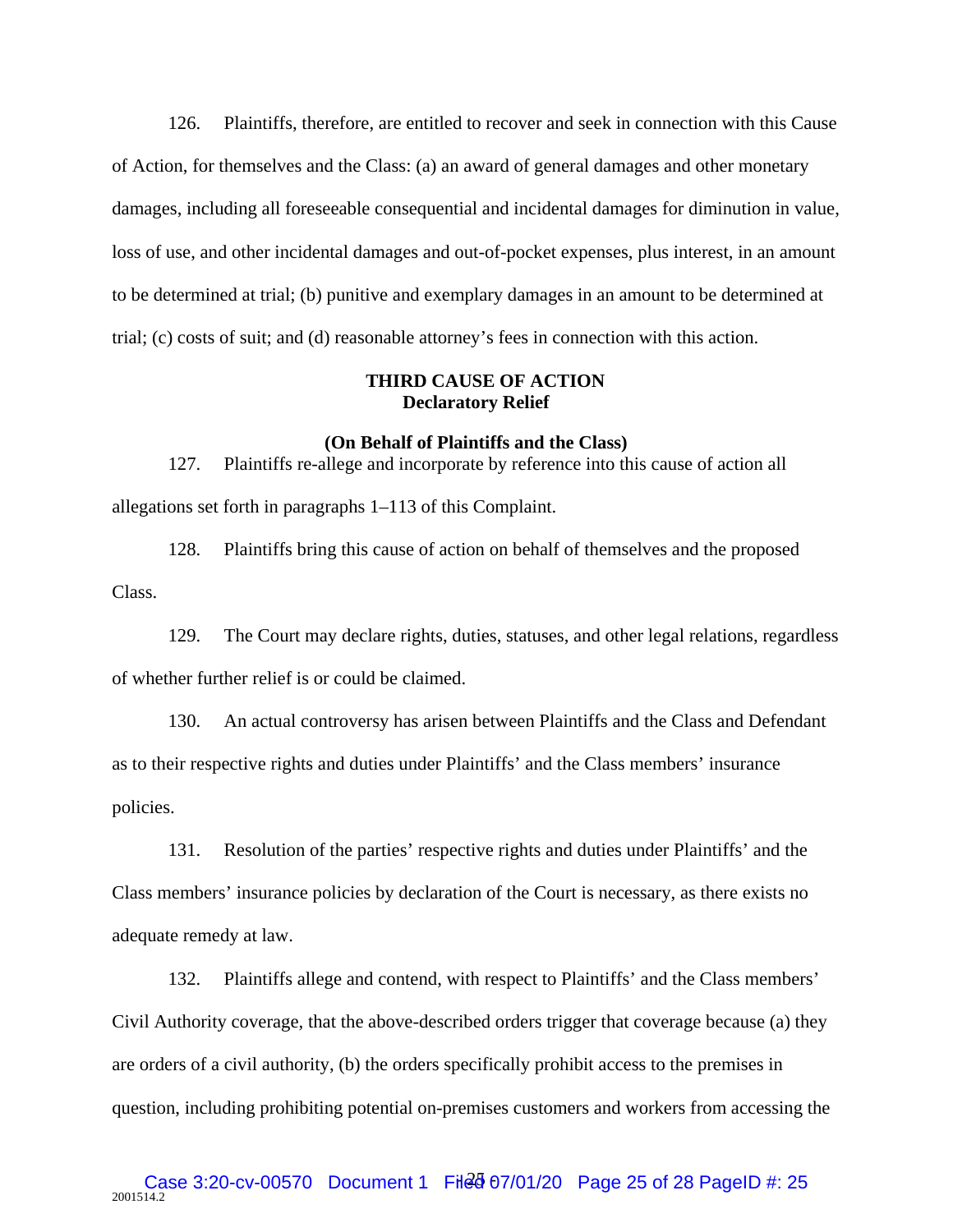126. Plaintiffs, therefore, are entitled to recover and seek in connection with this Cause of Action, for themselves and the Class: (a) an award of general damages and other monetary damages, including all foreseeable consequential and incidental damages for diminution in value, loss of use, and other incidental damages and out-of-pocket expenses, plus interest, in an amount to be determined at trial; (b) punitive and exemplary damages in an amount to be determined at trial; (c) costs of suit; and (d) reasonable attorney's fees in connection with this action.

**THIRD CAUSE OF ACTION**
**Declaratory Relief**

**(On Behalf of Plaintiffs and the Class)**

127. Plaintiffs re-allege and incorporate by reference into this cause of action all allegations set forth in paragraphs 1–113 of this Complaint.

128. Plaintiffs bring this cause of action on behalf of themselves and the proposed Class.

129. The Court may declare rights, duties, statuses, and other legal relations, regardless of whether further relief is or could be claimed.

130. An actual controversy has arisen between Plaintiffs and the Class and Defendant as to their respective rights and duties under Plaintiffs' and the Class members' insurance policies.

131. Resolution of the parties' respective rights and duties under Plaintiffs' and the Class members' insurance policies by declaration of the Court is necessary, as there exists no adequate remedy at law.

132. Plaintiffs allege and contend, with respect to Plaintiffs' and the Class members' Civil Authority coverage, that the above-described orders trigger that coverage because (a) they are orders of a civil authority, (b) the orders specifically prohibit access to the premises in question, including prohibiting potential on-premises customers and workers from accessing the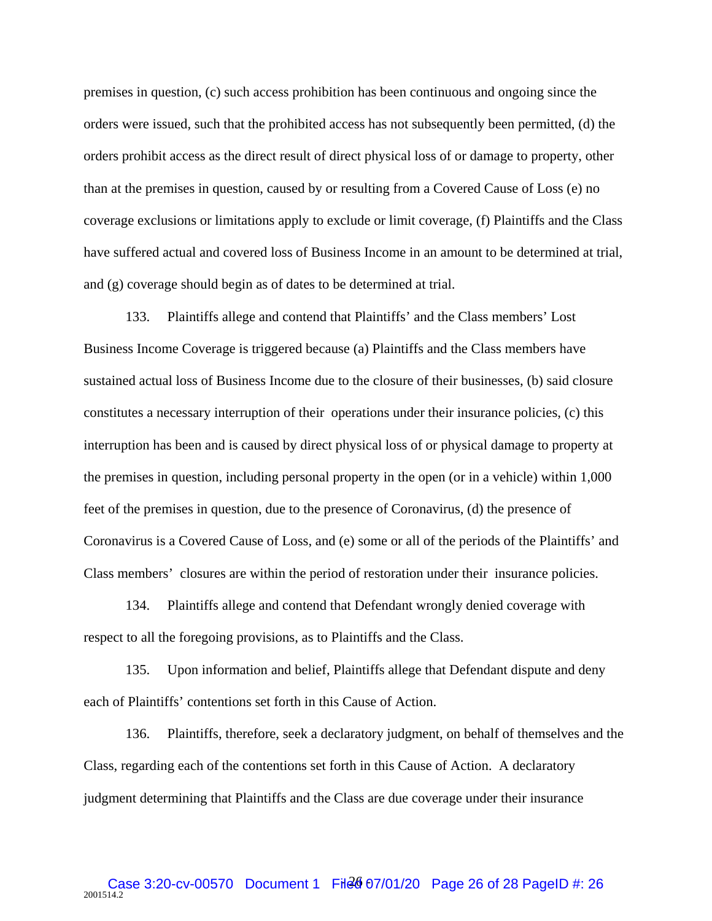premises in question, (c) such access prohibition has been continuous and ongoing since the orders were issued, such that the prohibited access has not subsequently been permitted, (d) the orders prohibit access as the direct result of direct physical loss of or damage to property, other than at the premises in question, caused by or resulting from a Covered Cause of Loss (e) no coverage exclusions or limitations apply to exclude or limit coverage, (f) Plaintiffs and the Class have suffered actual and covered loss of Business Income in an amount to be determined at trial, and (g) coverage should begin as of dates to be determined at trial.

133. Plaintiffs allege and contend that Plaintiffs' and the Class members' Lost Business Income Coverage is triggered because (a) Plaintiffs and the Class members have sustained actual loss of Business Income due to the closure of their businesses, (b) said closure constitutes a necessary interruption of their operations under their insurance policies, (c) this interruption has been and is caused by direct physical loss of or physical damage to property at the premises in question, including personal property in the open (or in a vehicle) within 1,000 feet of the premises in question, due to the presence of Coronavirus, (d) the presence of Coronavirus is a Covered Cause of Loss, and (e) some or all of the periods of the Plaintiffs' and Class members' closures are within the period of restoration under their insurance policies.

134. Plaintiffs allege and contend that Defendant wrongly denied coverage with respect to all the foregoing provisions, as to Plaintiffs and the Class.

135. Upon information and belief, Plaintiffs allege that Defendant dispute and deny each of Plaintiffs' contentions set forth in this Cause of Action.

136. Plaintiffs, therefore, seek a declaratory judgment, on behalf of themselves and the Class, regarding each of the contentions set forth in this Cause of Action. A declaratory judgment determining that Plaintiffs and the Class are due coverage under their insurance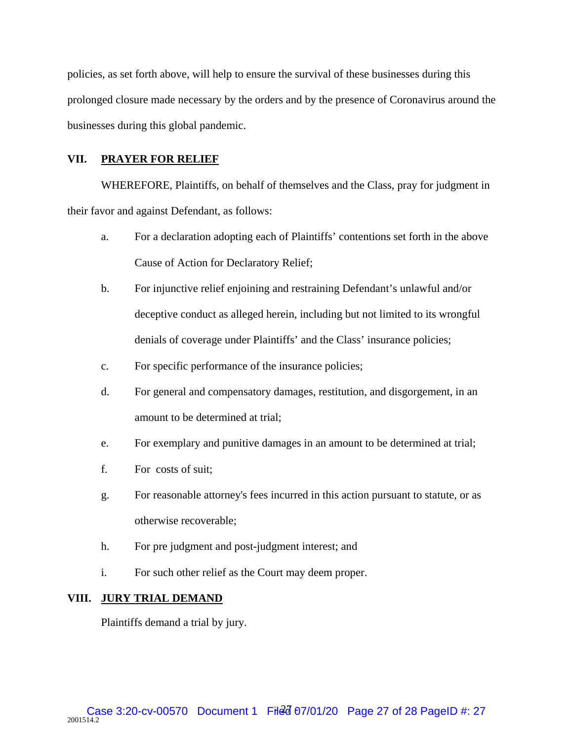policies, as set forth above, will help to ensure the survival of these businesses during this prolonged closure made necessary by the orders and by the presence of Coronavirus around the businesses during this global pandemic.

## VII. PRAYER FOR RELIEF

WHEREFORE, Plaintiffs, on behalf of themselves and the Class, pray for judgment in their favor and against Defendant, as follows:

a. For a declaration adopting each of Plaintiffs' contentions set forth in the above Cause of Action for Declaratory Relief;

b. For injunctive relief enjoining and restraining Defendant's unlawful and/or deceptive conduct as alleged herein, including but not limited to its wrongful denials of coverage under Plaintiffs' and the Class' insurance policies;

c. For specific performance of the insurance policies;

d. For general and compensatory damages, restitution, and disgorgement, in an amount to be determined at trial;

e. For exemplary and punitive damages in an amount to be determined at trial;

f. For costs of suit;

g. For reasonable attorney's fees incurred in this action pursuant to statute, or as otherwise recoverable;

h. For pre judgment and post-judgment interest; and

i. For such other relief as the Court may deem proper.

## VIII. JURY TRIAL DEMAND

Plaintiffs demand a trial by jury.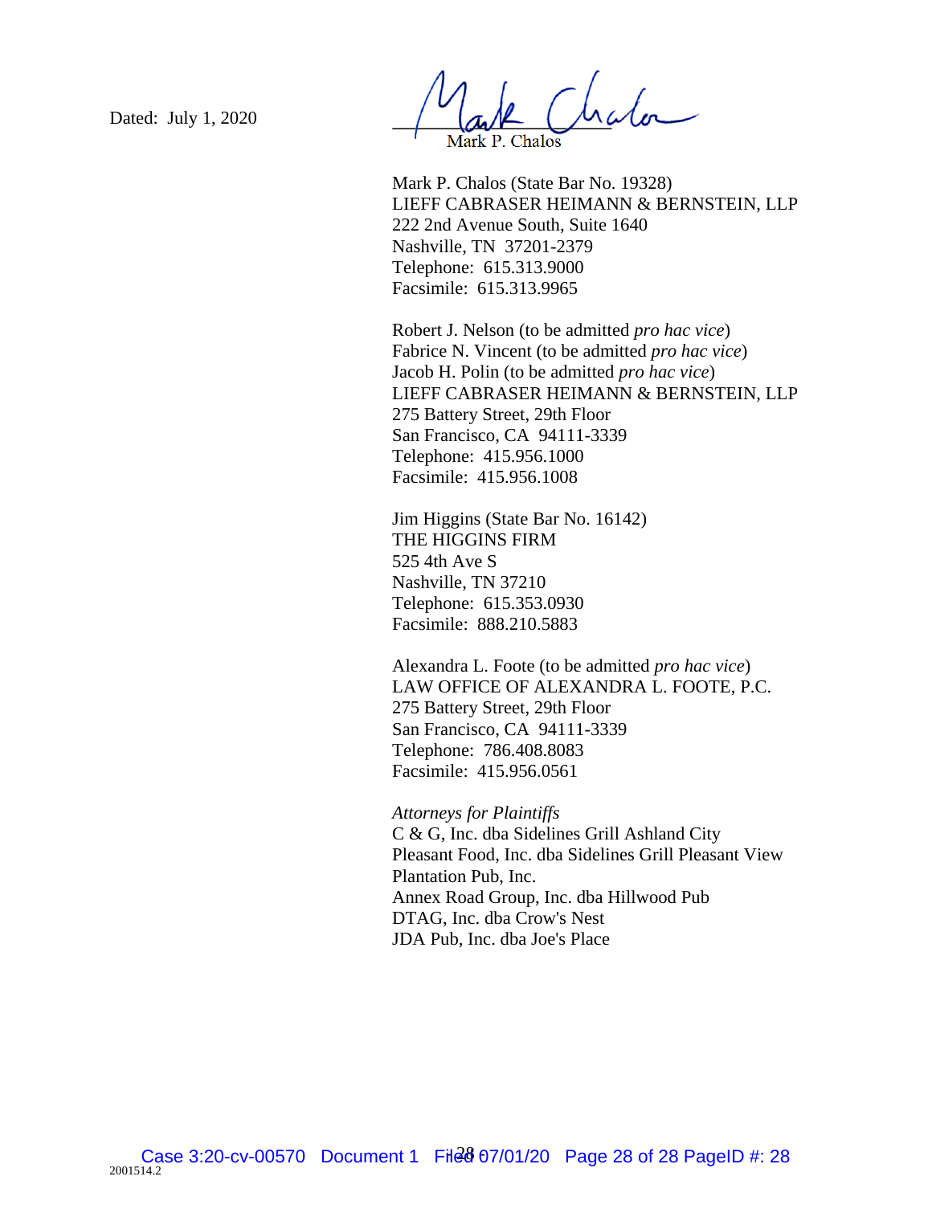Dated: July 1, 2020

/s/ Mark P. Chalos
Mark P. Chalos

Mark P. Chalos (State Bar No. 19328)
LIEFF CABRASER HEIMANN & BERNSTEIN, LLP
222 2nd Avenue South, Suite 1640
Nashville, TN 37201-2379
Telephone: 615.313.9000
Facsimile: 615.313.9965

Robert J. Nelson (to be admitted *pro hac vice*)
Fabrice N. Vincent (to be admitted *pro hac vice*)
Jacob H. Polin (to be admitted *pro hac vice*)
LIEFF CABRASER HEIMANN & BERNSTEIN, LLP
275 Battery Street, 29th Floor
San Francisco, CA 94111-3339
Telephone: 415.956.1000
Facsimile: 415.956.1008

Jim Higgins (State Bar No. 16142)
THE HIGGINS FIRM
525 4th Ave S
Nashville, TN 37210
Telephone: 615.353.0930
Facsimile: 888.210.5883

Alexandra L. Foote (to be admitted *pro hac vice*)
LAW OFFICE OF ALEXANDRA L. FOOTE, P.C.
275 Battery Street, 29th Floor
San Francisco, CA 94111-3339
Telephone: 786.408.8083
Facsimile: 415.956.0561

*Attorneys for Plaintiffs*
C & G, Inc. dba Sidelines Grill Ashland City
Pleasant Food, Inc. dba Sidelines Grill Pleasant View
Plantation Pub, Inc.
Annex Road Group, Inc. dba Hillwood Pub
DTAG, Inc. dba Crow's Nest
JDA Pub, Inc. dba Joe's Place

2001514.2